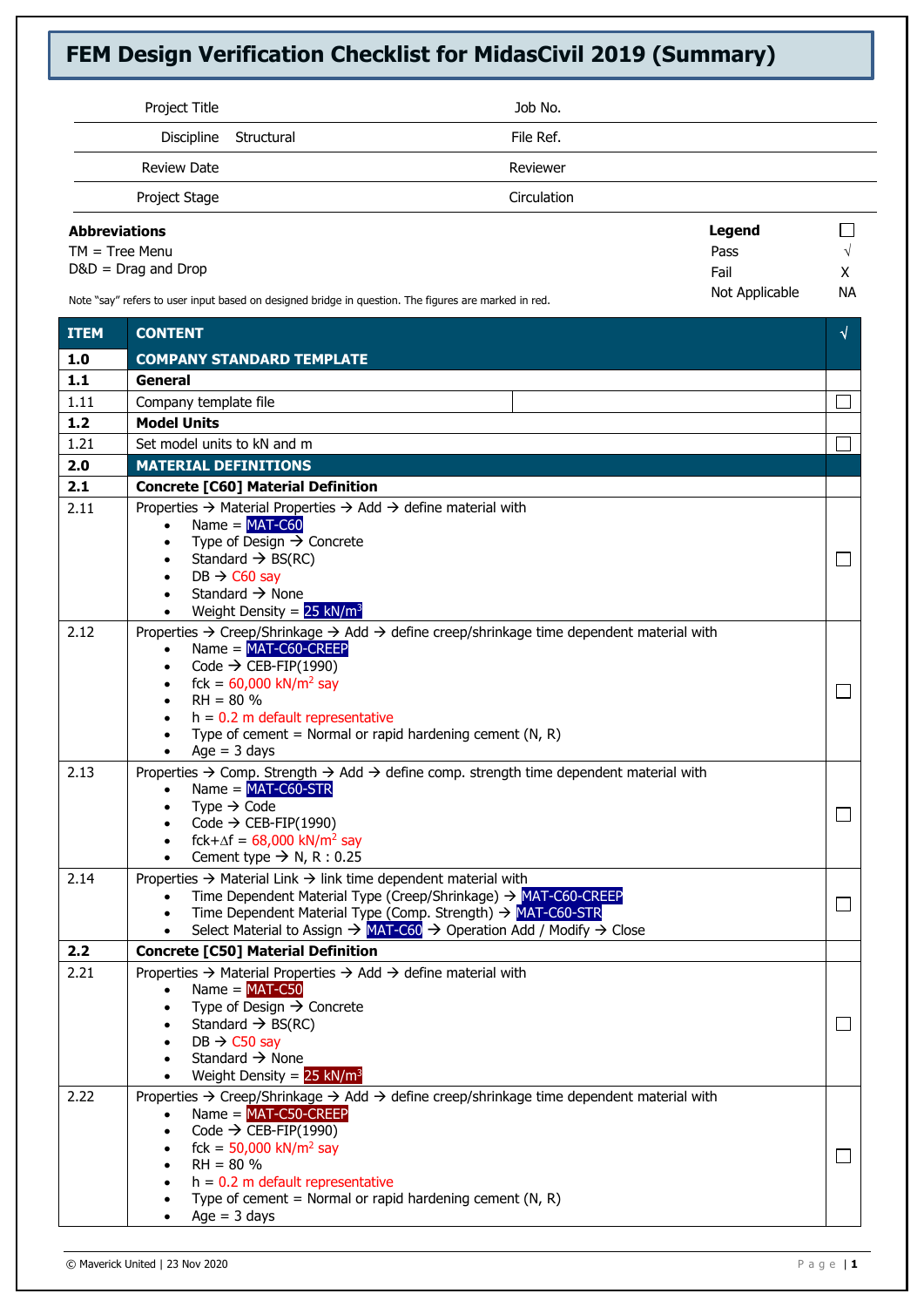# FEM Design Verification Checklist for MidasCivil 2019 (Summary)

| | | | |
|---|---|---|---|
| Project Title | | Job No. | |
| Discipline | Structural | File Ref. | |
| Review Date | | Reviewer | |
| Project Stage | | Circulation | |

**Abbreviations**

TM = Tree Menu

D&D = Drag and Drop

Note "say" refers to user input based on designed bridge in question. The figures are marked in red.

**Legend**

| | |
|---|---|
| Pass | √ |
| Fail | X |
| Not Applicable | NA |

| ITEM | CONTENT | √ |
|---|---|---|
| **1.0** | **COMPANY STANDARD TEMPLATE** | |
| **1.1** | **General** | |
| 1.11 | Company template file | ☐ |
| **1.2** | **Model Units** | |
| 1.21 | Set model units to kN and m | ☐ |
| **2.0** | **MATERIAL DEFINITIONS** | |
| **2.1** | **Concrete [C60] Material Definition** | |
| 2.11 | Properties → Material Properties → Add → define material with<br>• Name = MAT-C60<br>• Type of Design → Concrete<br>• Standard → BS(RC)<br>• DB → C60 say<br>• Standard → None<br>• Weight Density = 25 kN/m$^3$ | ☐ |
| 2.12 | Properties → Creep/Shrinkage → Add → define creep/shrinkage time dependent material with<br>• Name = MAT-C60-CREEP<br>• Code → CEB-FIP(1990)<br>• fck = 60,000 kN/m$^2$ say<br>• RH = 80 %<br>• h = 0.2 m default representative<br>• Type of cement = Normal or rapid hardening cement (N, R)<br>• Age = 3 days | ☐ |
| 2.13 | Properties → Comp. Strength → Add → define comp. strength time dependent material with<br>• Name = MAT-C60-STR<br>• Type → Code<br>• Code → CEB-FIP(1990)<br>• fck+Δf = 68,000 kN/m$^2$ say<br>• Cement type → N, R : 0.25 | ☐ |
| 2.14 | Properties → Material Link → link time dependent material with<br>• Time Dependent Material Type (Creep/Shrinkage) → MAT-C60-CREEP<br>• Time Dependent Material Type (Comp. Strength) → MAT-C60-STR<br>• Select Material to Assign → MAT-C60 → Operation Add / Modify → Close | ☐ |
| **2.2** | **Concrete [C50] Material Definition** | |
| 2.21 | Properties → Material Properties → Add → define material with<br>• Name = MAT-C50<br>• Type of Design → Concrete<br>• Standard → BS(RC)<br>• DB → C50 say<br>• Standard → None<br>• Weight Density = 25 kN/m$^3$ | ☐ |
| 2.22 | Properties → Creep/Shrinkage → Add → define creep/shrinkage time dependent material with<br>• Name = MAT-C50-CREEP<br>• Code → CEB-FIP(1990)<br>• fck = 50,000 kN/m$^2$ say<br>• RH = 80 %<br>• h = 0.2 m default representative<br>• Type of cement = Normal or rapid hardening cement (N, R)<br>• Age = 3 days | ☐ |

© Maverick United | 23 Nov 2020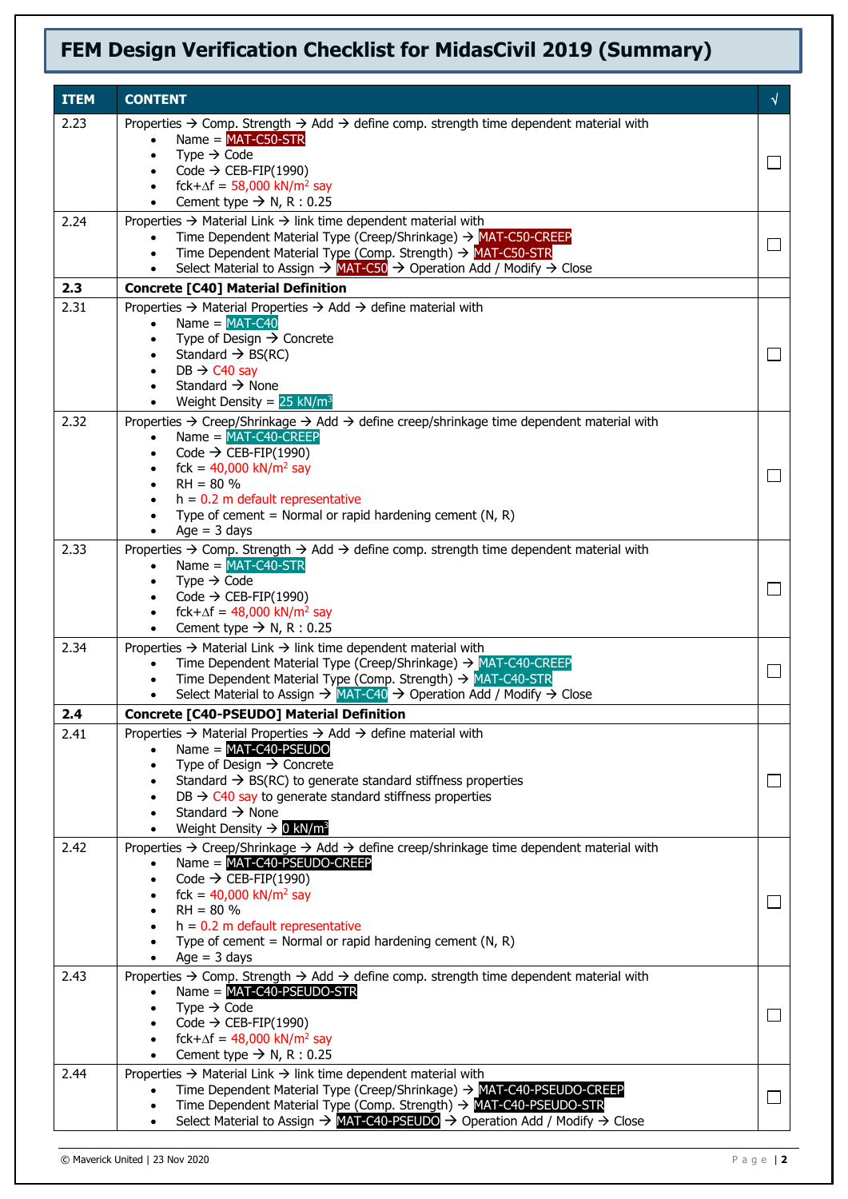# FEM Design Verification Checklist for MidasCivil 2019 (Summary)

| ITEM | CONTENT | √ |
|---|---|---|
| 2.23 | Properties → Comp. Strength → Add → define comp. strength time dependent material with<br>• Name = MAT-C50-STR<br>• Type → Code<br>• Code → CEB-FIP(1990)<br>• fck+Δf = 58,000 kN/m² say<br>• Cement type → N, R : 0.25 | ☐ |
| 2.24 | Properties → Material Link → link time dependent material with<br>• Time Dependent Material Type (Creep/Shrinkage) → MAT-C50-CREEP<br>• Time Dependent Material Type (Comp. Strength) → MAT-C50-STR<br>• Select Material to Assign → MAT-C50 → Operation Add / Modify → Close | ☐ |
| **2.3** | **Concrete [C40] Material Definition** | |
| 2.31 | Properties → Material Properties → Add → define material with<br>• Name = MAT-C40<br>• Type of Design → Concrete<br>• Standard → BS(RC)<br>• DB → C40 say<br>• Standard → None<br>• Weight Density = 25 kN/m³ | ☐ |
| 2.32 | Properties → Creep/Shrinkage → Add → define creep/shrinkage time dependent material with<br>• Name = MAT-C40-CREEP<br>• Code → CEB-FIP(1990)<br>• fck = 40,000 kN/m² say<br>• RH = 80 %<br>• h = 0.2 m default representative<br>• Type of cement = Normal or rapid hardening cement (N, R)<br>• Age = 3 days | ☐ |
| 2.33 | Properties → Comp. Strength → Add → define comp. strength time dependent material with<br>• Name = MAT-C40-STR<br>• Type → Code<br>• Code → CEB-FIP(1990)<br>• fck+Δf = 48,000 kN/m² say<br>• Cement type → N, R : 0.25 | ☐ |
| 2.34 | Properties → Material Link → link time dependent material with<br>• Time Dependent Material Type (Creep/Shrinkage) → MAT-C40-CREEP<br>• Time Dependent Material Type (Comp. Strength) → MAT-C40-STR<br>• Select Material to Assign → MAT-C40 → Operation Add / Modify → Close | ☐ |
| **2.4** | **Concrete [C40-PSEUDO] Material Definition** | |
| 2.41 | Properties → Material Properties → Add → define material with<br>• Name = MAT-C40-PSEUDO<br>• Type of Design → Concrete<br>• Standard → BS(RC) to generate standard stiffness properties<br>• DB → C40 say to generate standard stiffness properties<br>• Standard → None<br>• Weight Density → 0 kN/m³ | ☐ |
| 2.42 | Properties → Creep/Shrinkage → Add → define creep/shrinkage time dependent material with<br>• Name = MAT-C40-PSEUDO-CREEP<br>• Code → CEB-FIP(1990)<br>• fck = 40,000 kN/m² say<br>• RH = 80 %<br>• h = 0.2 m default representative<br>• Type of cement = Normal or rapid hardening cement (N, R)<br>• Age = 3 days | ☐ |
| 2.43 | Properties → Comp. Strength → Add → define comp. strength time dependent material with<br>• Name = MAT-C40-PSEUDO-STR<br>• Type → Code<br>• Code → CEB-FIP(1990)<br>• fck+Δf = 48,000 kN/m² say<br>• Cement type → N, R : 0.25 | ☐ |
| 2.44 | Properties → Material Link → link time dependent material with<br>• Time Dependent Material Type (Creep/Shrinkage) → MAT-C40-PSEUDO-CREEP<br>• Time Dependent Material Type (Comp. Strength) → MAT-C40-PSEUDO-STR<br>• Select Material to Assign → MAT-C40-PSEUDO → Operation Add / Modify → Close | ☐ |

© Maverick United | 23 Nov 2020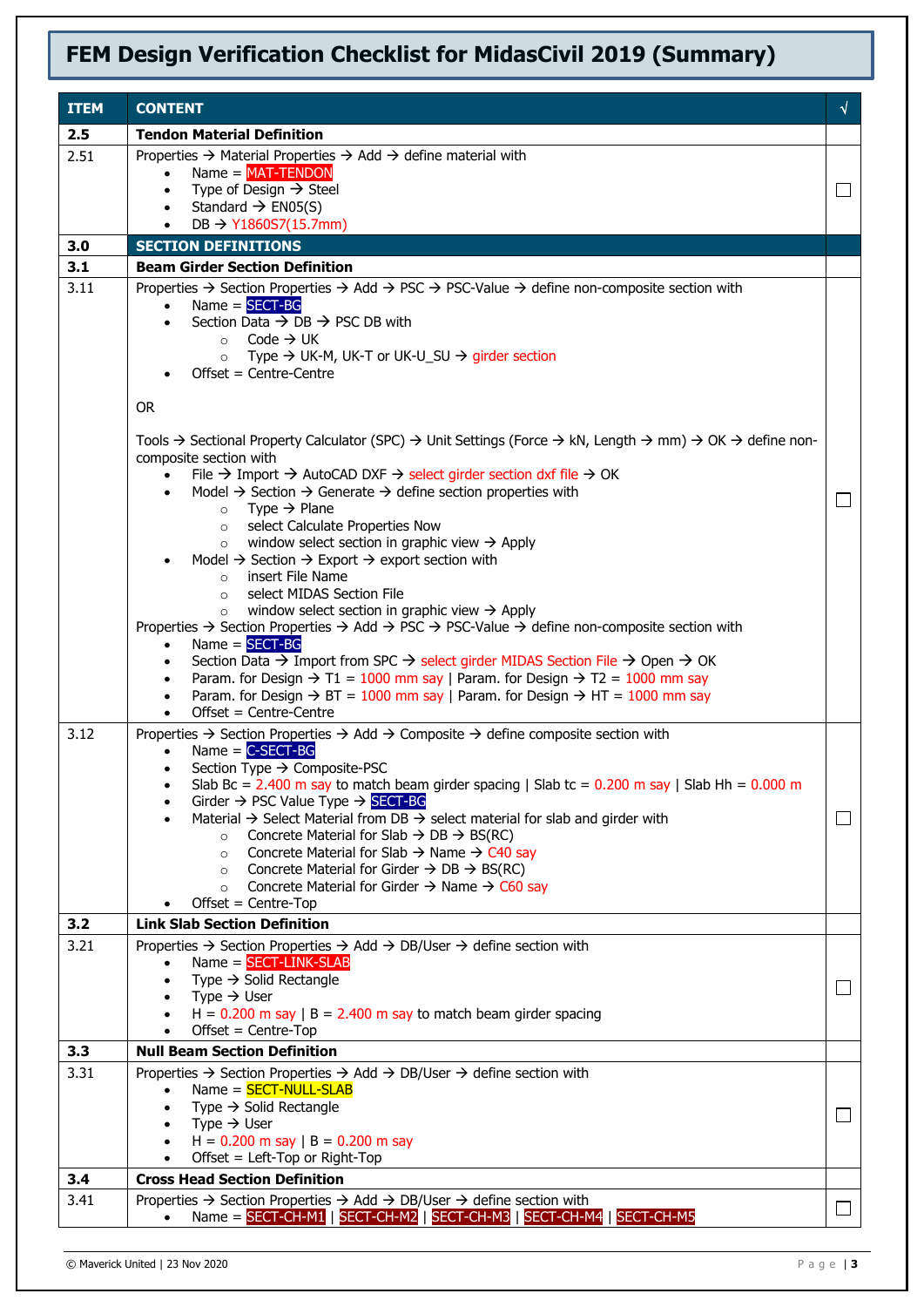# FEM Design Verification Checklist for MidasCivil 2019 (Summary)

| ITEM | CONTENT | √ |
|---|---|---|
| **2.5** | **Tendon Material Definition** | |
| 2.51 | Properties → Material Properties → Add → define material with<br>• Name = MAT-TENDON<br>• Type of Design → Steel<br>• Standard → EN05(S)<br>• DB → Y1860S7(15.7mm) | ☐ |
| **3.0** | **SECTION DEFINITIONS** | |
| **3.1** | **Beam Girder Section Definition** | |
| 3.11 | Properties → Section Properties → Add → PSC → PSC-Value → define non-composite section with<br>• Name = SECT-BG<br>• Section Data → DB → PSC DB with<br>  ○ Code → UK<br>  ○ Type → UK-M, UK-T or UK-U_SU → girder section<br>• Offset = Centre-Centre<br><br>OR<br><br>Tools → Sectional Property Calculator (SPC) → Unit Settings (Force → kN, Length → mm) → OK → define non-composite section with<br>• File → Import → AutoCAD DXF → select girder section dxf file → OK<br>• Model → Section → Generate → define section properties with<br>  ○ Type → Plane<br>  ○ select Calculate Properties Now<br>  ○ window select section in graphic view → Apply<br>• Model → Section → Export → export section with<br>  ○ insert File Name<br>  ○ select MIDAS Section File<br>  ○ window select section in graphic view → Apply<br>Properties → Section Properties → Add → PSC → PSC-Value → define non-composite section with<br>• Name = SECT-BG<br>• Section Data → Import from SPC → select girder MIDAS Section File → Open → OK<br>• Param. for Design → T1 = 1000 mm say \| Param. for Design → T2 = 1000 mm say<br>• Param. for Design → BT = 1000 mm say \| Param. for Design → HT = 1000 mm say<br>• Offset = Centre-Centre | ☐ |
| 3.12 | Properties → Section Properties → Add → Composite → define composite section with<br>• Name = C-SECT-BG<br>• Section Type → Composite-PSC<br>• Slab Bc = 2.400 m say to match beam girder spacing \| Slab tc = 0.200 m say \| Slab Hh = 0.000 m<br>• Girder → PSC Value Type → SECT-BG<br>• Material → Select Material from DB → select material for slab and girder with<br>  ○ Concrete Material for Slab → DB → BS(RC)<br>  ○ Concrete Material for Slab → Name → C40 say<br>  ○ Concrete Material for Girder → DB → BS(RC)<br>  ○ Concrete Material for Girder → Name → C60 say<br>• Offset = Centre-Top | ☐ |
| **3.2** | **Link Slab Section Definition** | |
| 3.21 | Properties → Section Properties → Add → DB/User → define section with<br>• Name = SECT-LINK-SLAB<br>• Type → Solid Rectangle<br>• Type → User<br>• H = 0.200 m say \| B = 2.400 m say to match beam girder spacing<br>• Offset = Centre-Top | ☐ |
| **3.3** | **Null Beam Section Definition** | |
| 3.31 | Properties → Section Properties → Add → DB/User → define section with<br>• Name = SECT-NULL-SLAB<br>• Type → Solid Rectangle<br>• Type → User<br>• H = 0.200 m say \| B = 0.200 m say<br>• Offset = Left-Top or Right-Top | ☐ |
| **3.4** | **Cross Head Section Definition** | |
| 3.41 | Properties → Section Properties → Add → DB/User → define section with<br>• Name = SECT-CH-M1 \| SECT-CH-M2 \| SECT-CH-M3 \| SECT-CH-M4 \| SECT-CH-M5 | ☐ |

© Maverick United | 23 Nov 2020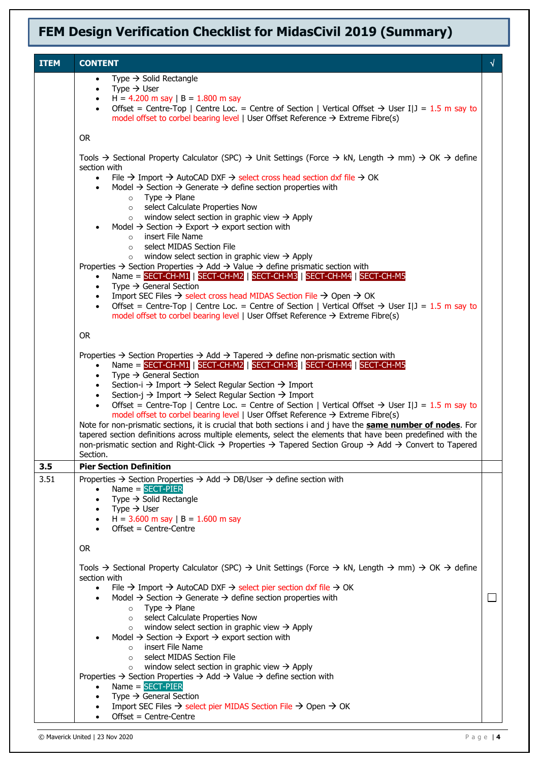# FEM Design Verification Checklist for MidasCivil 2019 (Summary)

| ITEM | CONTENT | √ |
|---|---|---|
| | • Type → Solid Rectangle<br>• Type → User<br>• H = 4.200 m say \| B = 1.800 m say<br>• Offset = Centre-Top \| Centre Loc. = Centre of Section \| Vertical Offset → User I\|J = 1.5 m say to model offset to corbel bearing level \| User Offset Reference → Extreme Fibre(s)<br><br>OR<br><br>Tools → Sectional Property Calculator (SPC) → Unit Settings (Force → kN, Length → mm) → OK → define section with<br>• File → Import → AutoCAD DXF → select cross head section dxf file → OK<br>• Model → Section → Generate → define section properties with<br>&nbsp;&nbsp;&nbsp;&nbsp;○ Type → Plane<br>&nbsp;&nbsp;&nbsp;&nbsp;○ select Calculate Properties Now<br>&nbsp;&nbsp;&nbsp;&nbsp;○ window select section in graphic view → Apply<br>• Model → Section → Export → export section with<br>&nbsp;&nbsp;&nbsp;&nbsp;○ insert File Name<br>&nbsp;&nbsp;&nbsp;&nbsp;○ select MIDAS Section File<br>&nbsp;&nbsp;&nbsp;&nbsp;○ window select section in graphic view → Apply<br>Properties → Section Properties → Add → Value → define prismatic section with<br>• Name = SECT-CH-M1 \| SECT-CH-M2 \| SECT-CH-M3 \| SECT-CH-M4 \| SECT-CH-M5<br>• Type → General Section<br>• Import SEC Files → select cross head MIDAS Section File → Open → OK<br>• Offset = Centre-Top \| Centre Loc. = Centre of Section \| Vertical Offset → User I\|J = 1.5 m say to model offset to corbel bearing level \| User Offset Reference → Extreme Fibre(s)<br><br>OR<br><br>Properties → Section Properties → Add → Tapered → define non-prismatic section with<br>• Name = SECT-CH-M1 \| SECT-CH-M2 \| SECT-CH-M3 \| SECT-CH-M4 \| SECT-CH-M5<br>• Type → General Section<br>• Section-i → Import → Select Regular Section → Import<br>• Section-j → Import → Select Regular Section → Import<br>• Offset = Centre-Top \| Centre Loc. = Centre of Section \| Vertical Offset → User I\|J = 1.5 m say to model offset to corbel bearing level \| User Offset Reference → Extreme Fibre(s)<br>Note for non-prismatic sections, it is crucial that both sections i and j have the **same number of nodes**. For tapered section definitions across multiple elements, select the elements that have been predefined with the non-prismatic section and Right-Click → Properties → Tapered Section Group → Add → Convert to Tapered Section. | |
| **3.5** | **Pier Section Definition** | |
| 3.51 | Properties → Section Properties → Add → DB/User → define section with<br>• Name = SECT-PIER<br>• Type → Solid Rectangle<br>• Type → User<br>• H = 3.600 m say \| B = 1.600 m say<br>• Offset = Centre-Centre<br><br>OR<br><br>Tools → Sectional Property Calculator (SPC) → Unit Settings (Force → kN, Length → mm) → OK → define section with<br>• File → Import → AutoCAD DXF → select pier section dxf file → OK<br>• Model → Section → Generate → define section properties with<br>&nbsp;&nbsp;&nbsp;&nbsp;○ Type → Plane<br>&nbsp;&nbsp;&nbsp;&nbsp;○ select Calculate Properties Now<br>&nbsp;&nbsp;&nbsp;&nbsp;○ window select section in graphic view → Apply<br>• Model → Section → Export → export section with<br>&nbsp;&nbsp;&nbsp;&nbsp;○ insert File Name<br>&nbsp;&nbsp;&nbsp;&nbsp;○ select MIDAS Section File<br>&nbsp;&nbsp;&nbsp;&nbsp;○ window select section in graphic view → Apply<br>Properties → Section Properties → Add → Value → define section with<br>• Name = SECT-PIER<br>• Type → General Section<br>• Import SEC Files → select pier MIDAS Section File → Open → OK<br>• Offset = Centre-Centre | ☐ |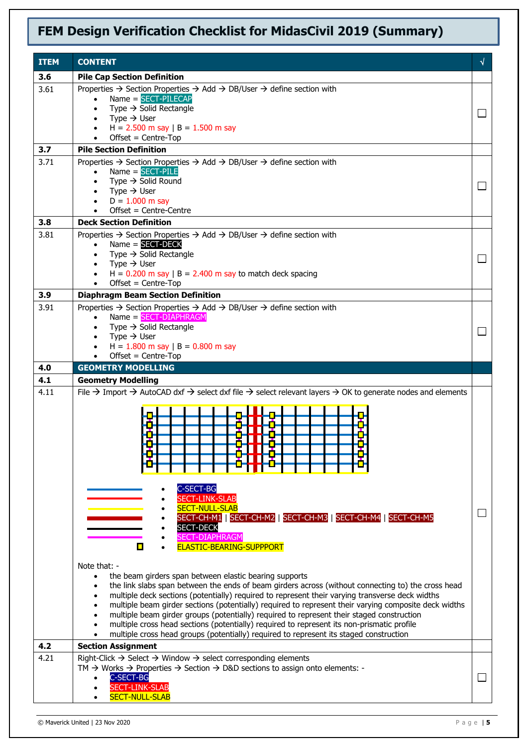# FEM Design Verification Checklist for MidasCivil 2019 (Summary)

| ITEM | CONTENT | √ |
|---|---|---|
| **3.6** | **Pile Cap Section Definition** | |
| 3.61 | Properties → Section Properties → Add → DB/User → define section with<br>• Name = SECT-PILECAP<br>• Type → Solid Rectangle<br>• Type → User<br>• H = 2.500 m say \| B = 1.500 m say<br>• Offset = Centre-Top | ☐ |
| **3.7** | **Pile Section Definition** | |
| 3.71 | Properties → Section Properties → Add → DB/User → define section with<br>• Name = SECT-PILE<br>• Type → Solid Round<br>• Type → User<br>• D = 1.000 m say<br>• Offset = Centre-Centre | ☐ |
| **3.8** | **Deck Section Definition** | |
| 3.81 | Properties → Section Properties → Add → DB/User → define section with<br>• Name = SECT-DECK<br>• Type → Solid Rectangle<br>• Type → User<br>• H = 0.200 m say \| B = 2.400 m say to match deck spacing<br>• Offset = Centre-Top | ☐ |
| **3.9** | **Diaphragm Beam Section Definition** | |
| 3.91 | Properties → Section Properties → Add → DB/User → define section with<br>• Name = SECT-DIAPHRAGM<br>• Type → Solid Rectangle<br>• Type → User<br>• H = 1.800 m say \| B = 0.800 m say<br>• Offset = Centre-Top | ☐ |
| **4.0** | **GEOMETRY MODELLING** | |
| **4.1** | **Geometry Modelling** | |
| 4.11 | File → Import → AutoCAD dxf → select dxf file → select relevant layers → OK to generate nodes and elements<br><br>• C-SECT-BG<br>• SECT-LINK-SLAB<br>• SECT-NULL-SLAB<br>• SECT-CH-M1 \| SECT-CH-M2 \| SECT-CH-M3 \| SECT-CH-M4 \| SECT-CH-M5<br>• SECT-DECK<br>• SECT-DIAPHRAGM<br>• ELASTIC-BEARING-SUPPPORT<br><br>Note that: -<br>• the beam girders span between elastic bearing supports<br>• the link slabs span between the ends of beam girders across (without connecting to) the cross head<br>• multiple deck sections (potentially) required to represent their varying transverse deck widths<br>• multiple beam girder sections (potentially) required to represent their varying composite deck widths<br>• multiple beam girder groups (potentially) required to represent their staged construction<br>• multiple cross head sections (potentially) required to represent its non-prismatic profile<br>• multiple cross head groups (potentially) required to represent its staged construction | ☐ |
| **4.2** | **Section Assignment** | |
| 4.21 | Right-Click → Select → Window → select corresponding elements<br>TM → Works → Properties → Section → D&D sections to assign onto elements: -<br>• C-SECT-BG<br>• SECT-LINK-SLAB<br>• SECT-NULL-SLAB | ☐ |

© Maverick United | 23 Nov 2020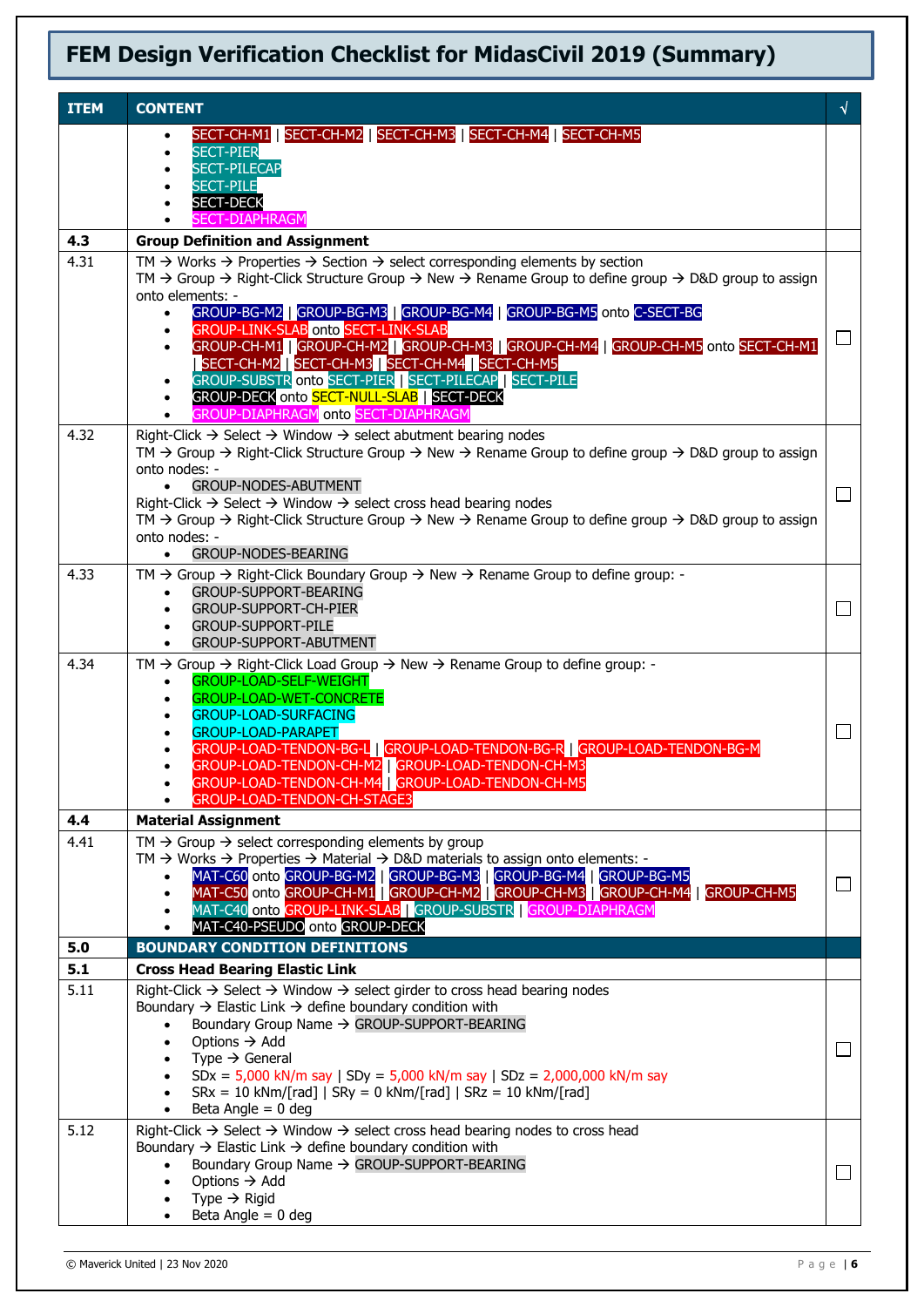# FEM Design Verification Checklist for MidasCivil 2019 (Summary)

| ITEM | CONTENT | √ |
|---|---|---|
| | • SECT-CH-M1 \| SECT-CH-M2 \| SECT-CH-M3 \| SECT-CH-M4 \| SECT-CH-M5<br>• SECT-PIER<br>• SECT-PILECAP<br>• SECT-PILE<br>• SECT-DECK<br>• SECT-DIAPHRAGM | |
| **4.3** | **Group Definition and Assignment** | |
| 4.31 | TM → Works → Properties → Section → select corresponding elements by section<br>TM → Group → Right-Click Structure Group → New → Rename Group to define group → D&D group to assign onto elements: -<br>• GROUP-BG-M2 \| GROUP-BG-M3 \| GROUP-BG-M4 \| GROUP-BG-M5 onto C-SECT-BG<br>• GROUP-LINK-SLAB onto SECT-LINK-SLAB<br>• GROUP-CH-M1 \| GROUP-CH-M2 \| GROUP-CH-M3 \| GROUP-CH-M4 \| GROUP-CH-M5 onto SECT-CH-M1 \| SECT-CH-M2 \| SECT-CH-M3 \| SECT-CH-M4 \| SECT-CH-M5<br>• GROUP-SUBSTR onto SECT-PIER \| SECT-PILECAP \| SECT-PILE<br>• GROUP-DECK onto SECT-NULL-SLAB \| SECT-DECK<br>• GROUP-DIAPHRAGM onto SECT-DIAPHRAGM | ☐ |
| 4.32 | Right-Click → Select → Window → select abutment bearing nodes<br>TM → Group → Right-Click Structure Group → New → Rename Group to define group → D&D group to assign onto nodes: -<br>• GROUP-NODES-ABUTMENT<br>Right-Click → Select → Window → select cross head bearing nodes<br>TM → Group → Right-Click Structure Group → New → Rename Group to define group → D&D group to assign onto nodes: -<br>• GROUP-NODES-BEARING | ☐ |
| 4.33 | TM → Group → Right-Click Boundary Group → New → Rename Group to define group: -<br>• GROUP-SUPPORT-BEARING<br>• GROUP-SUPPORT-CH-PIER<br>• GROUP-SUPPORT-PILE<br>• GROUP-SUPPORT-ABUTMENT | ☐ |
| 4.34 | TM → Group → Right-Click Load Group → New → Rename Group to define group: -<br>• GROUP-LOAD-SELF-WEIGHT<br>• GROUP-LOAD-WET-CONCRETE<br>• GROUP-LOAD-SURFACING<br>• GROUP-LOAD-PARAPET<br>• GROUP-LOAD-TENDON-BG-L \| GROUP-LOAD-TENDON-BG-R \| GROUP-LOAD-TENDON-BG-M<br>• GROUP-LOAD-TENDON-CH-M2 \| GROUP-LOAD-TENDON-CH-M3<br>• GROUP-LOAD-TENDON-CH-M4 \| GROUP-LOAD-TENDON-CH-M5<br>• GROUP-LOAD-TENDON-CH-STAGE3 | ☐ |
| **4.4** | **Material Assignment** | |
| 4.41 | TM → Group → select corresponding elements by group<br>TM → Works → Properties → Material → D&D materials to assign onto elements: -<br>• MAT-C60 onto GROUP-BG-M2 \| GROUP-BG-M3 \| GROUP-BG-M4 \| GROUP-BG-M5<br>• MAT-C50 onto GROUP-CH-M1 \| GROUP-CH-M2 \| GROUP-CH-M3 \| GROUP-CH-M4 \| GROUP-CH-M5<br>• MAT-C40 onto GROUP-LINK-SLAB \| GROUP-SUBSTR \| GROUP-DIAPHRAGM<br>• MAT-C40-PSEUDO onto GROUP-DECK | ☐ |
| **5.0** | **BOUNDARY CONDITION DEFINITIONS** | |
| **5.1** | **Cross Head Bearing Elastic Link** | |
| 5.11 | Right-Click → Select → Window → select girder to cross head bearing nodes<br>Boundary → Elastic Link → define boundary condition with<br>• Boundary Group Name → GROUP-SUPPORT-BEARING<br>• Options → Add<br>• Type → General<br>• SDx = 5,000 kN/m say \| SDy = 5,000 kN/m say \| SDz = 2,000,000 kN/m say<br>• SRx = 10 kNm/[rad] \| SRy = 0 kNm/[rad] \| SRz = 10 kNm/[rad]<br>• Beta Angle = 0 deg | ☐ |
| 5.12 | Right-Click → Select → Window → select cross head bearing nodes to cross head<br>Boundary → Elastic Link → define boundary condition with<br>• Boundary Group Name → GROUP-SUPPORT-BEARING<br>• Options → Add<br>• Type → Rigid<br>• Beta Angle = 0 deg | ☐ |

© Maverick United | 23 Nov 2020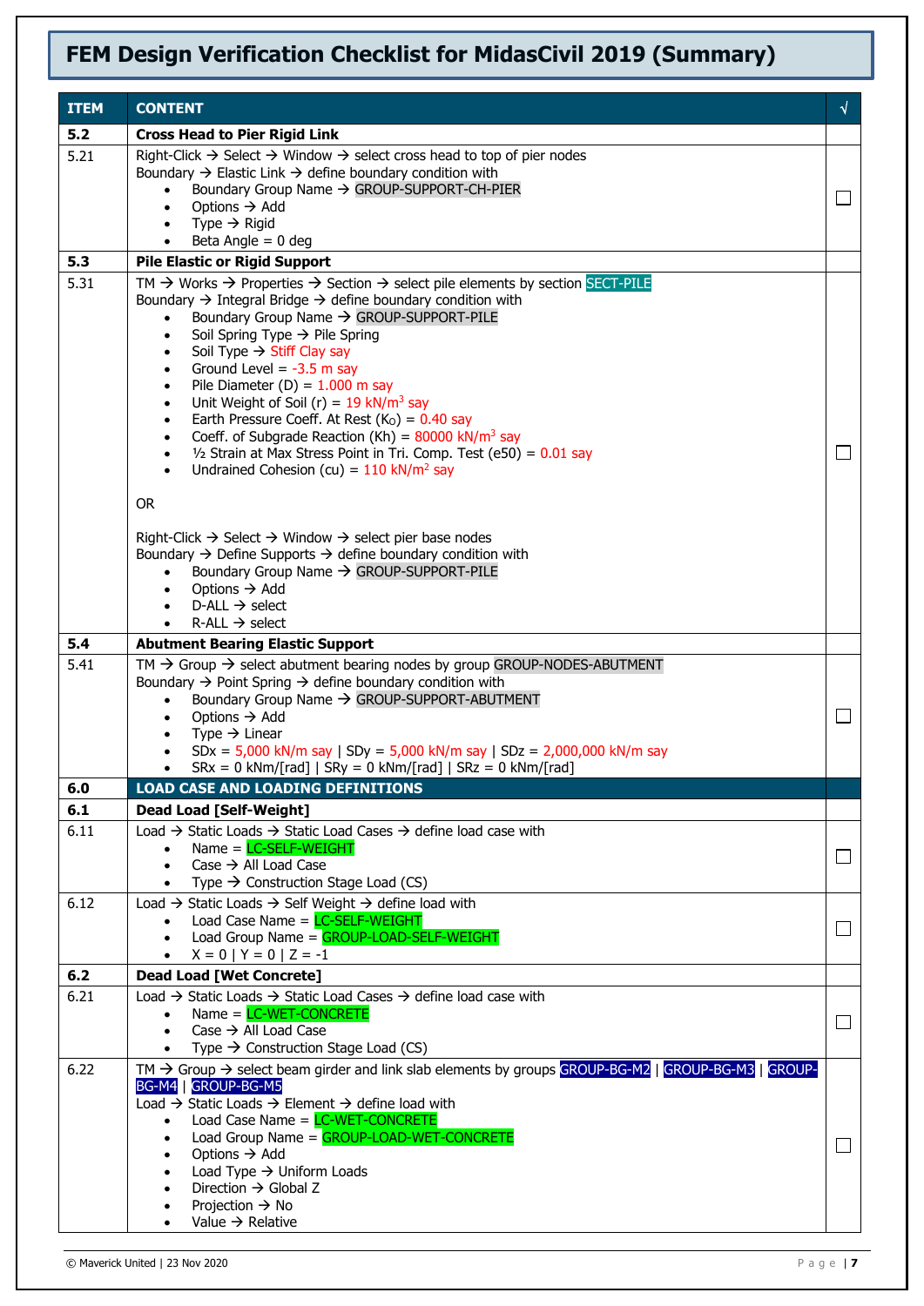# FEM Design Verification Checklist for MidasCivil 2019 (Summary)

| ITEM | CONTENT | √ |
|---|---|---|
| **5.2** | **Cross Head to Pier Rigid Link** | |
| 5.21 | Right-Click → Select → Window → select cross head to top of pier nodes<br>Boundary → Elastic Link → define boundary condition with<br>• Boundary Group Name → GROUP-SUPPORT-CH-PIER<br>• Options → Add<br>• Type → Rigid<br>• Beta Angle = 0 deg | ☐ |
| **5.3** | **Pile Elastic or Rigid Support** | |
| 5.31 | TM → Works → Properties → Section → select pile elements by section SECT-PILE<br>Boundary → Integral Bridge → define boundary condition with<br>• Boundary Group Name → GROUP-SUPPORT-PILE<br>• Soil Spring Type → Pile Spring<br>• Soil Type → Stiff Clay say<br>• Ground Level = -3.5 m say<br>• Pile Diameter (D) = 1.000 m say<br>• Unit Weight of Soil (r) = 19 kN/m$^3$ say<br>• Earth Pressure Coeff. At Rest ($K_O$) = 0.40 say<br>• Coeff. of Subgrade Reaction (Kh) = 80000 kN/m$^3$ say<br>• ½ Strain at Max Stress Point in Tri. Comp. Test (e50) = 0.01 say<br>• Undrained Cohesion (cu) = 110 kN/m$^2$ say<br><br>OR<br><br>Right-Click → Select → Window → select pier base nodes<br>Boundary → Define Supports → define boundary condition with<br>• Boundary Group Name → GROUP-SUPPORT-PILE<br>• Options → Add<br>• D-ALL → select<br>• R-ALL → select | ☐ |
| **5.4** | **Abutment Bearing Elastic Support** | |
| 5.41 | TM → Group → select abutment bearing nodes by group GROUP-NODES-ABUTMENT<br>Boundary → Point Spring → define boundary condition with<br>• Boundary Group Name → GROUP-SUPPORT-ABUTMENT<br>• Options → Add<br>• Type → Linear<br>• SDx = 5,000 kN/m say \| SDy = 5,000 kN/m say \| SDz = 2,000,000 kN/m say<br>• SRx = 0 kNm/[rad] \| SRy = 0 kNm/[rad] \| SRz = 0 kNm/[rad] | ☐ |
| **6.0** | **LOAD CASE AND LOADING DEFINITIONS** | |
| **6.1** | **Dead Load [Self-Weight]** | |
| 6.11 | Load → Static Loads → Static Load Cases → define load case with<br>• Name = LC-SELF-WEIGHT<br>• Case → All Load Case<br>• Type → Construction Stage Load (CS) | ☐ |
| 6.12 | Load → Static Loads → Self Weight → define load with<br>• Load Case Name = LC-SELF-WEIGHT<br>• Load Group Name = GROUP-LOAD-SELF-WEIGHT<br>• X = 0 \| Y = 0 \| Z = -1 | ☐ |
| **6.2** | **Dead Load [Wet Concrete]** | |
| 6.21 | Load → Static Loads → Static Load Cases → define load case with<br>• Name = LC-WET-CONCRETE<br>• Case → All Load Case<br>• Type → Construction Stage Load (CS) | ☐ |
| 6.22 | TM → Group → select beam girder and link slab elements by groups GROUP-BG-M2 \| GROUP-BG-M3 \| GROUP-BG-M4 \| GROUP-BG-M5<br>Load → Static Loads → Element → define load with<br>• Load Case Name = LC-WET-CONCRETE<br>• Load Group Name = GROUP-LOAD-WET-CONCRETE<br>• Options → Add<br>• Load Type → Uniform Loads<br>• Direction → Global Z<br>• Projection → No<br>• Value → Relative | ☐ |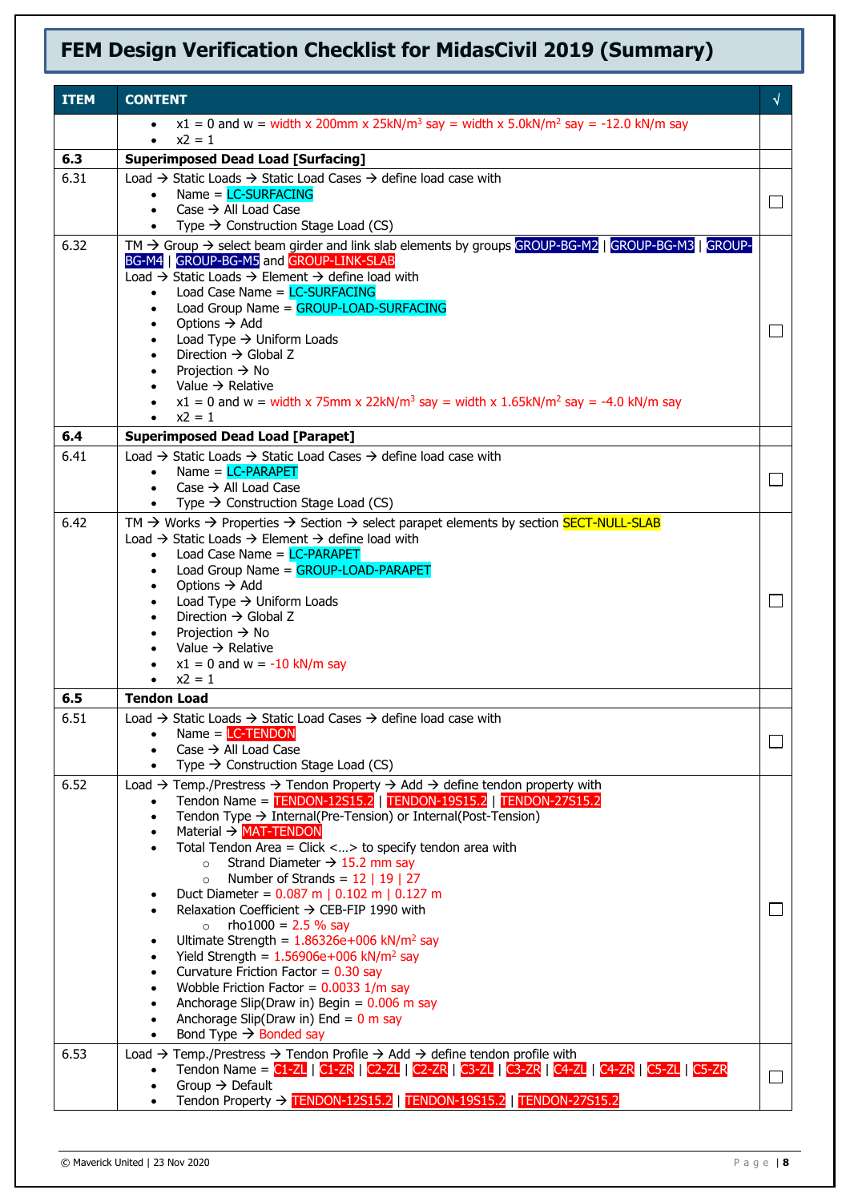# FEM Design Verification Checklist for MidasCivil 2019 (Summary)

| ITEM | CONTENT | √ |
|---|---|---|
| | • x1 = 0 and w = width x 200mm x 25kN/m³ say = width x 5.0kN/m² say = -12.0 kN/m say<br>• x2 = 1 | |
| **6.3** | **Superimposed Dead Load [Surfacing]** | |
| 6.31 | Load → Static Loads → Static Load Cases → define load case with<br>• Name = LC-SURFACING<br>• Case → All Load Case<br>• Type → Construction Stage Load (CS) | ☐ |
| 6.32 | TM → Group → select beam girder and link slab elements by groups GROUP-BG-M2 \| GROUP-BG-M3 \| GROUP-BG-M4 \| GROUP-BG-M5 and GROUP-LINK-SLAB<br>Load → Static Loads → Element → define load with<br>• Load Case Name = LC-SURFACING<br>• Load Group Name = GROUP-LOAD-SURFACING<br>• Options → Add<br>• Load Type → Uniform Loads<br>• Direction → Global Z<br>• Projection → No<br>• Value → Relative<br>• x1 = 0 and w = width x 75mm x 22kN/m³ say = width x 1.65kN/m² say = -4.0 kN/m say<br>• x2 = 1 | ☐ |
| **6.4** | **Superimposed Dead Load [Parapet]** | |
| 6.41 | Load → Static Loads → Static Load Cases → define load case with<br>• Name = LC-PARAPET<br>• Case → All Load Case<br>• Type → Construction Stage Load (CS) | ☐ |
| 6.42 | TM → Works → Properties → Section → select parapet elements by section SECT-NULL-SLAB<br>Load → Static Loads → Element → define load with<br>• Load Case Name = LC-PARAPET<br>• Load Group Name = GROUP-LOAD-PARAPET<br>• Options → Add<br>• Load Type → Uniform Loads<br>• Direction → Global Z<br>• Projection → No<br>• Value → Relative<br>• x1 = 0 and w = -10 kN/m say<br>• x2 = 1 | ☐ |
| **6.5** | **Tendon Load** | |
| 6.51 | Load → Static Loads → Static Load Cases → define load case with<br>• Name = LC-TENDON<br>• Case → All Load Case<br>• Type → Construction Stage Load (CS) | ☐ |
| 6.52 | Load → Temp./Prestress → Tendon Property → Add → define tendon property with<br>• Tendon Name = TENDON-12S15.2 \| TENDON-19S15.2 \| TENDON-27S15.2<br>• Tendon Type → Internal(Pre-Tension) or Internal(Post-Tension)<br>• Material → MAT-TENDON<br>• Total Tendon Area = Click <…> to specify tendon area with<br>  ○ Strand Diameter → 15.2 mm say<br>  ○ Number of Strands = 12 \| 19 \| 27<br>• Duct Diameter = 0.087 m \| 0.102 m \| 0.127 m<br>• Relaxation Coefficient → CEB-FIP 1990 with<br>  ○ rho1000 = 2.5 % say<br>• Ultimate Strength = 1.86326e+006 kN/m² say<br>• Yield Strength = 1.56906e+006 kN/m² say<br>• Curvature Friction Factor = 0.30 say<br>• Wobble Friction Factor = 0.0033 1/m say<br>• Anchorage Slip(Draw in) Begin = 0.006 m say<br>• Anchorage Slip(Draw in) End = 0 m say<br>• Bond Type → Bonded say | ☐ |
| 6.53 | Load → Temp./Prestress → Tendon Profile → Add → define tendon profile with<br>• Tendon Name = C1-ZL \| C1-ZR \| C2-ZL \| C2-ZR \| C3-ZL \| C3-ZR \| C4-ZL \| C4-ZR \| C5-ZL \| C5-ZR<br>• Group → Default<br>• Tendon Property → TENDON-12S15.2 \| TENDON-19S15.2 \| TENDON-27S15.2 | ☐ |

© Maverick United | 23 Nov 2020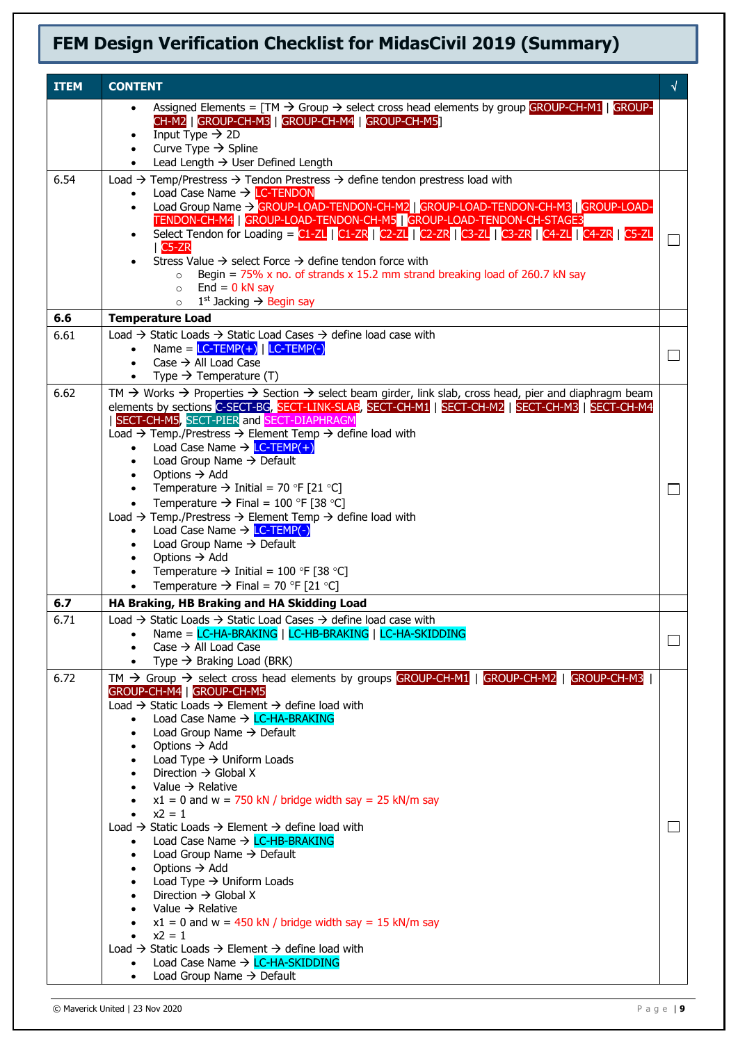# FEM Design Verification Checklist for MidasCivil 2019 (Summary)

| ITEM | CONTENT | √ |
|---|---|---|
| | • Assigned Elements = [TM → Group → select cross head elements by group GROUP-CH-M1 \| GROUP-CH-M2 \| GROUP-CH-M3 \| GROUP-CH-M4 \| GROUP-CH-M5]<br>• Input Type → 2D<br>• Curve Type → Spline<br>• Lead Length → User Defined Length | |
| 6.54 | Load → Temp/Prestress → Tendon Prestress → define tendon prestress load with<br>• Load Case Name → LC-TENDON<br>• Load Group Name → GROUP-LOAD-TENDON-CH-M2 \| GROUP-LOAD-TENDON-CH-M3 \| GROUP-LOAD-TENDON-CH-M4 \| GROUP-LOAD-TENDON-CH-M5 \| GROUP-LOAD-TENDON-CH-STAGE3<br>• Select Tendon for Loading = C1-ZL \| C1-ZR \| C2-ZL \| C2-ZR \| C3-ZL \| C3-ZR \| C4-ZL \| C4-ZR \| C5-ZL \| C5-ZR<br>• Stress Value → select Force → define tendon force with<br>&nbsp;&nbsp;○ Begin = 75% x no. of strands x 15.2 mm strand breaking load of 260.7 kN say<br>&nbsp;&nbsp;○ End = 0 kN say<br>&nbsp;&nbsp;○ 1st Jacking → Begin say | ☐ |
| **6.6** | **Temperature Load** | |
| 6.61 | Load → Static Loads → Static Load Cases → define load case with<br>• Name = LC-TEMP(+) \| LC-TEMP(-)<br>• Case → All Load Case<br>• Type → Temperature (T) | ☐ |
| 6.62 | TM → Works → Properties → Section → select beam girder, link slab, cross head, pier and diaphragm beam elements by sections C-SECT-BG, SECT-LINK-SLAB, SECT-CH-M1 \| SECT-CH-M2 \| SECT-CH-M3 \| SECT-CH-M4 \| SECT-CH-M5, SECT-PIER and SECT-DIAPHRAGM<br>Load → Temp./Prestress → Element Temp → define load with<br>• Load Case Name → LC-TEMP(+)<br>• Load Group Name → Default<br>• Options → Add<br>• Temperature → Initial = 70 °F [21 °C]<br>• Temperature → Final = 100 °F [38 °C]<br>Load → Temp./Prestress → Element Temp → define load with<br>• Load Case Name → LC-TEMP(-)<br>• Load Group Name → Default<br>• Options → Add<br>• Temperature → Initial = 100 °F [38 °C]<br>• Temperature → Final = 70 °F [21 °C] | ☐ |
| **6.7** | **HA Braking, HB Braking and HA Skidding Load** | |
| 6.71 | Load → Static Loads → Static Load Cases → define load case with<br>• Name = LC-HA-BRAKING \| LC-HB-BRAKING \| LC-HA-SKIDDING<br>• Case → All Load Case<br>• Type → Braking Load (BRK) | ☐ |
| 6.72 | TM → Group → select cross head elements by groups GROUP-CH-M1 \| GROUP-CH-M2 \| GROUP-CH-M3 \| GROUP-CH-M4 \| GROUP-CH-M5<br>Load → Static Loads → Element → define load with<br>• Load Case Name → LC-HA-BRAKING<br>• Load Group Name → Default<br>• Options → Add<br>• Load Type → Uniform Loads<br>• Direction → Global X<br>• Value → Relative<br>• x1 = 0 and w = 750 kN / bridge width say = 25 kN/m say<br>• x2 = 1<br>Load → Static Loads → Element → define load with<br>• Load Case Name → LC-HB-BRAKING<br>• Load Group Name → Default<br>• Options → Add<br>• Load Type → Uniform Loads<br>• Direction → Global X<br>• Value → Relative<br>• x1 = 0 and w = 450 kN / bridge width say = 15 kN/m say<br>• x2 = 1<br>Load → Static Loads → Element → define load with<br>• Load Case Name → LC-HA-SKIDDING<br>• Load Group Name → Default | ☐ |

© Maverick United | 23 Nov 2020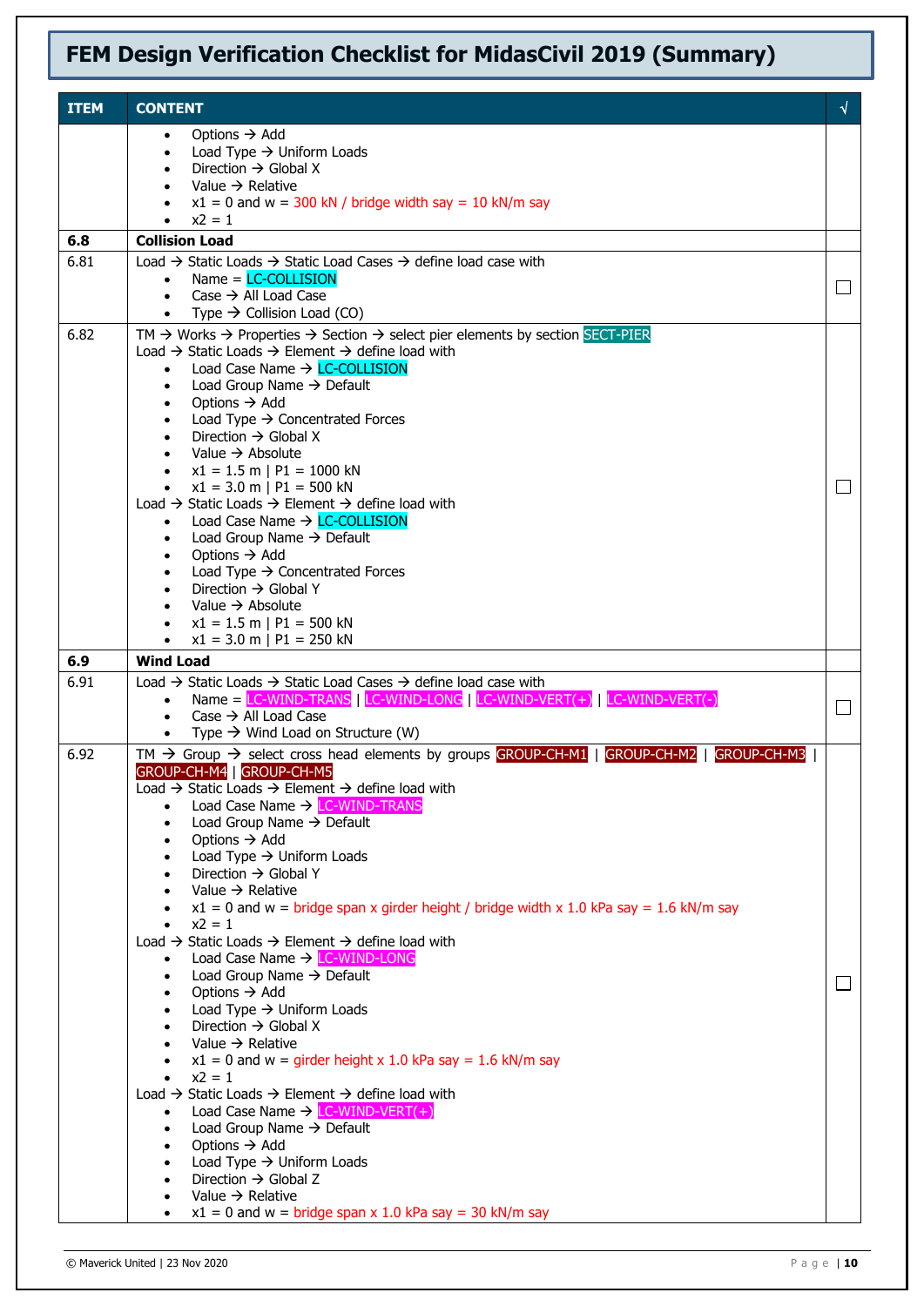# FEM Design Verification Checklist for MidasCivil 2019 (Summary)

| ITEM | CONTENT | √ |
|---|---|---|
| | • Options → Add<br>• Load Type → Uniform Loads<br>• Direction → Global X<br>• Value → Relative<br>• x1 = 0 and w = 300 kN / bridge width say = 10 kN/m say<br>• x2 = 1 | |
| **6.8** | **Collision Load** | |
| 6.81 | Load → Static Loads → Static Load Cases → define load case with<br>• Name = LC-COLLISION<br>• Case → All Load Case<br>• Type → Collision Load (CO) | ☐ |
| 6.82 | TM → Works → Properties → Section → select pier elements by section SECT-PIER<br>Load → Static Loads → Element → define load with<br>• Load Case Name → LC-COLLISION<br>• Load Group Name → Default<br>• Options → Add<br>• Load Type → Concentrated Forces<br>• Direction → Global X<br>• Value → Absolute<br>• x1 = 1.5 m \| P1 = 1000 kN<br>• x1 = 3.0 m \| P1 = 500 kN<br>Load → Static Loads → Element → define load with<br>• Load Case Name → LC-COLLISION<br>• Load Group Name → Default<br>• Options → Add<br>• Load Type → Concentrated Forces<br>• Direction → Global Y<br>• Value → Absolute<br>• x1 = 1.5 m \| P1 = 500 kN<br>• x1 = 3.0 m \| P1 = 250 kN | ☐ |
| **6.9** | **Wind Load** | |
| 6.91 | Load → Static Loads → Static Load Cases → define load case with<br>• Name = LC-WIND-TRANS \| LC-WIND-LONG \| LC-WIND-VERT(+) \| LC-WIND-VERT(-)<br>• Case → All Load Case<br>• Type → Wind Load on Structure (W) | ☐ |
| 6.92 | TM → Group → select cross head elements by groups GROUP-CH-M1 \| GROUP-CH-M2 \| GROUP-CH-M3 \| GROUP-CH-M4 \| GROUP-CH-M5<br>Load → Static Loads → Element → define load with<br>• Load Case Name → LC-WIND-TRANS<br>• Load Group Name → Default<br>• Options → Add<br>• Load Type → Uniform Loads<br>• Direction → Global Y<br>• Value → Relative<br>• x1 = 0 and w = bridge span x girder height / bridge width x 1.0 kPa say = 1.6 kN/m say<br>• x2 = 1<br>Load → Static Loads → Element → define load with<br>• Load Case Name → LC-WIND-LONG<br>• Load Group Name → Default<br>• Options → Add<br>• Load Type → Uniform Loads<br>• Direction → Global X<br>• Value → Relative<br>• x1 = 0 and w = girder height x 1.0 kPa say = 1.6 kN/m say<br>• x2 = 1<br>Load → Static Loads → Element → define load with<br>• Load Case Name → LC-WIND-VERT(+)<br>• Load Group Name → Default<br>• Options → Add<br>• Load Type → Uniform Loads<br>• Direction → Global Z<br>• Value → Relative<br>• x1 = 0 and w = bridge span x 1.0 kPa say = 30 kN/m say | ☐ |

© Maverick United | 23 Nov 2020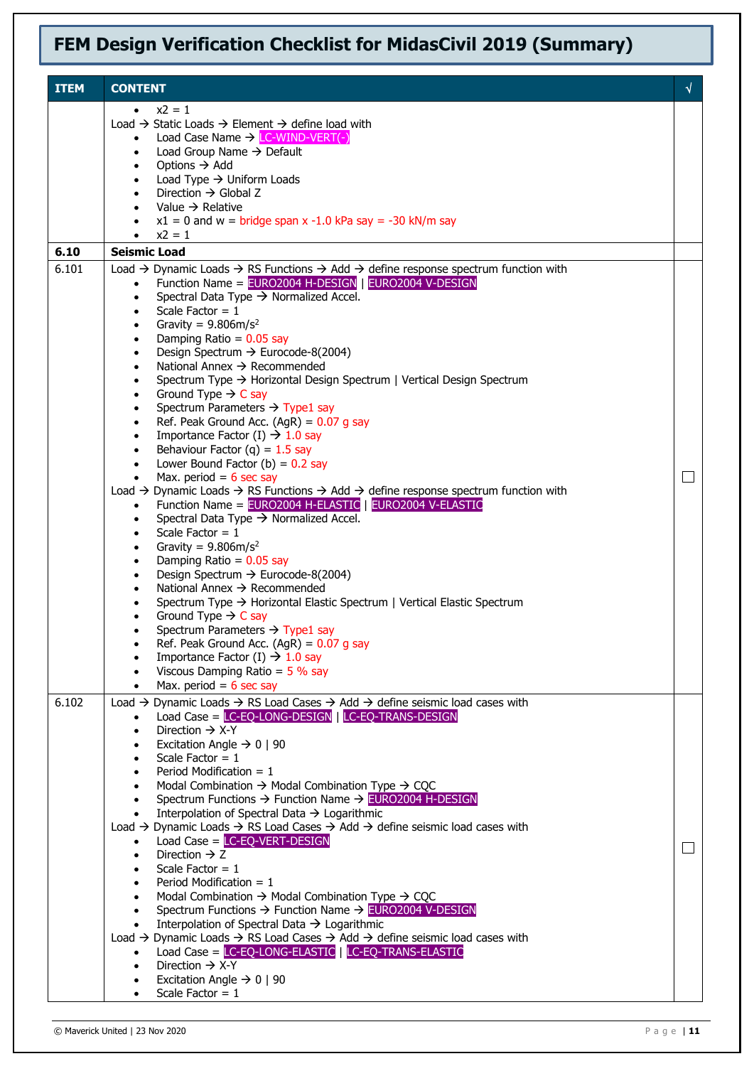# FEM Design Verification Checklist for MidasCivil 2019 (Summary)

| ITEM | CONTENT | √ |
|---|---|---|
| | • x2 = 1<br>Load → Static Loads → Element → define load with<br>• Load Case Name → LC-WIND-VERT(-)<br>• Load Group Name → Default<br>• Options → Add<br>• Load Type → Uniform Loads<br>• Direction → Global Z<br>• Value → Relative<br>• x1 = 0 and w = bridge span x -1.0 kPa say = -30 kN/m say<br>• x2 = 1 | |
| **6.10** | **Seismic Load** | |
| 6.101 | Load → Dynamic Loads → RS Functions → Add → define response spectrum function with<br>• Function Name = EURO2004 H-DESIGN \| EURO2004 V-DESIGN<br>• Spectral Data Type → Normalized Accel.<br>• Scale Factor = 1<br>• Gravity = 9.806m/s$^2$<br>• Damping Ratio = 0.05 say<br>• Design Spectrum → Eurocode-8(2004)<br>• National Annex → Recommended<br>• Spectrum Type → Horizontal Design Spectrum \| Vertical Design Spectrum<br>• Ground Type → C say<br>• Spectrum Parameters → Type1 say<br>• Ref. Peak Ground Acc. (AgR) = 0.07 g say<br>• Importance Factor (I) → 1.0 say<br>• Behaviour Factor (q) = 1.5 say<br>• Lower Bound Factor (b) = 0.2 say<br>• Max. period = 6 sec say<br>Load → Dynamic Loads → RS Functions → Add → define response spectrum function with<br>• Function Name = EURO2004 H-ELASTIC \| EURO2004 V-ELASTIC<br>• Spectral Data Type → Normalized Accel.<br>• Scale Factor = 1<br>• Gravity = 9.806m/s$^2$<br>• Damping Ratio = 0.05 say<br>• Design Spectrum → Eurocode-8(2004)<br>• National Annex → Recommended<br>• Spectrum Type → Horizontal Elastic Spectrum \| Vertical Elastic Spectrum<br>• Ground Type → C say<br>• Spectrum Parameters → Type1 say<br>• Ref. Peak Ground Acc. (AgR) = 0.07 g say<br>• Importance Factor (I) → 1.0 say<br>• Viscous Damping Ratio = 5 % say<br>• Max. period = 6 sec say | ☐ |
| 6.102 | Load → Dynamic Loads → RS Load Cases → Add → define seismic load cases with<br>• Load Case = LC-EQ-LONG-DESIGN \| LC-EQ-TRANS-DESIGN<br>• Direction → X-Y<br>• Excitation Angle → 0 \| 90<br>• Scale Factor = 1<br>• Period Modification = 1<br>• Modal Combination → Modal Combination Type → CQC<br>• Spectrum Functions → Function Name → EURO2004 H-DESIGN<br>• Interpolation of Spectral Data → Logarithmic<br>Load → Dynamic Loads → RS Load Cases → Add → define seismic load cases with<br>• Load Case = LC-EQ-VERT-DESIGN<br>• Direction → Z<br>• Scale Factor = 1<br>• Period Modification = 1<br>• Modal Combination → Modal Combination Type → CQC<br>• Spectrum Functions → Function Name → EURO2004 V-DESIGN<br>• Interpolation of Spectral Data → Logarithmic<br>Load → Dynamic Loads → RS Load Cases → Add → define seismic load cases with<br>• Load Case = LC-EQ-LONG-ELASTIC \| LC-EQ-TRANS-ELASTIC<br>• Direction → X-Y<br>• Excitation Angle → 0 \| 90<br>• Scale Factor = 1 | ☐ |

© Maverick United | 23 Nov 2020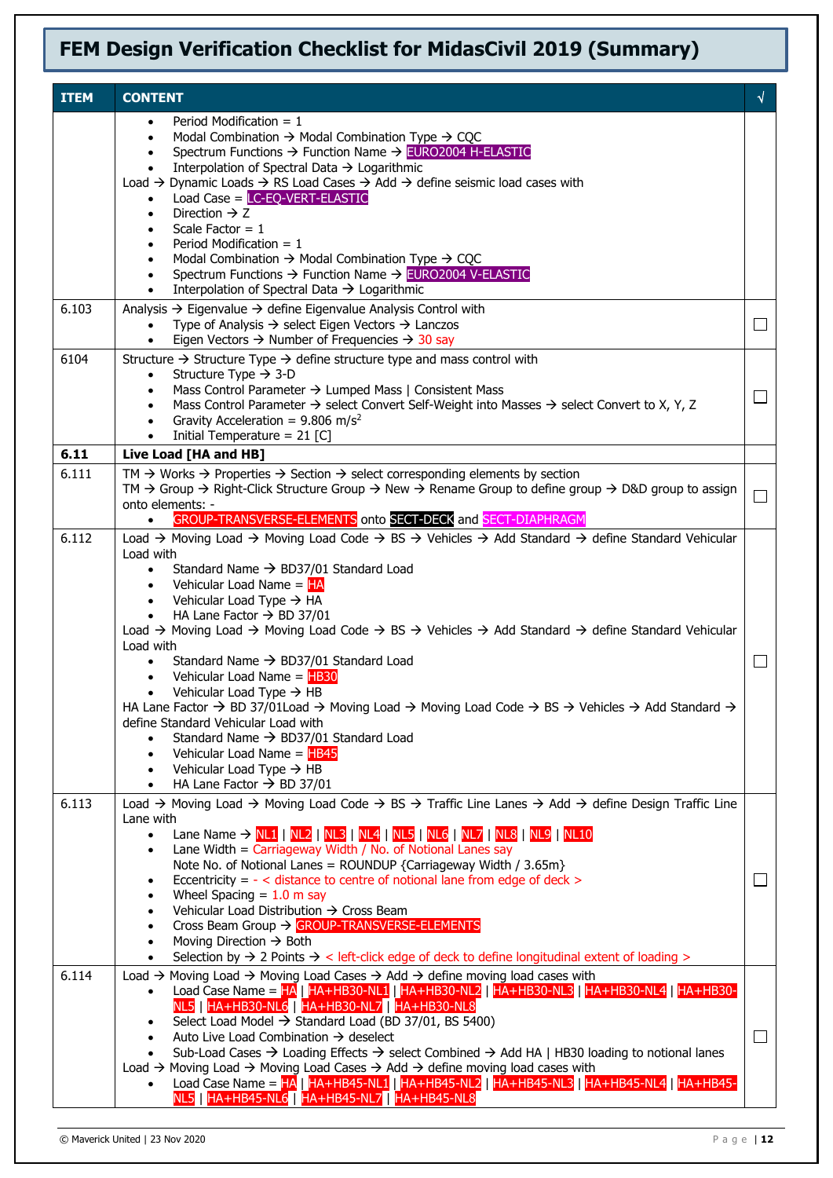# FEM Design Verification Checklist for MidasCivil 2019 (Summary)

| ITEM | CONTENT | √ |
|---|---|---|
| | • Period Modification = 1<br>• Modal Combination → Modal Combination Type → CQC<br>• Spectrum Functions → Function Name → EURO2004 H-ELASTIC<br>• Interpolation of Spectral Data → Logarithmic<br>Load → Dynamic Loads → RS Load Cases → Add → define seismic load cases with<br>• Load Case = LC-EQ-VERT-ELASTIC<br>• Direction → Z<br>• Scale Factor = 1<br>• Period Modification = 1<br>• Modal Combination → Modal Combination Type → CQC<br>• Spectrum Functions → Function Name → EURO2004 V-ELASTIC<br>• Interpolation of Spectral Data → Logarithmic | |
| 6.103 | Analysis → Eigenvalue → define Eigenvalue Analysis Control with<br>• Type of Analysis → select Eigen Vectors → Lanczos<br>• Eigen Vectors → Number of Frequencies → 30 say | ☐ |
| 6104 | Structure → Structure Type → define structure type and mass control with<br>• Structure Type → 3-D<br>• Mass Control Parameter → Lumped Mass \| Consistent Mass<br>• Mass Control Parameter → select Convert Self-Weight into Masses → select Convert to X, Y, Z<br>• Gravity Acceleration = 9.806 m/s$^2$<br>• Initial Temperature = 21 [C] | ☐ |
| **6.11** | **Live Load [HA and HB]** | |
| 6.111 | TM → Works → Properties → Section → select corresponding elements by section<br>TM → Group → Right-Click Structure Group → New → Rename Group to define group → D&D group to assign onto elements: -<br>• GROUP-TRANSVERSE-ELEMENTS onto SECT-DECK and SECT-DIAPHRAGM | ☐ |
| 6.112 | Load → Moving Load → Moving Load Code → BS → Vehicles → Add Standard → define Standard Vehicular Load with<br>• Standard Name → BD37/01 Standard Load<br>• Vehicular Load Name = HA<br>• Vehicular Load Type → HA<br>• HA Lane Factor → BD 37/01<br>Load → Moving Load → Moving Load Code → BS → Vehicles → Add Standard → define Standard Vehicular Load with<br>• Standard Name → BD37/01 Standard Load<br>• Vehicular Load Name = HB30<br>• Vehicular Load Type → HB<br>HA Lane Factor → BD 37/01Load → Moving Load → Moving Load Code → BS → Vehicles → Add Standard → define Standard Vehicular Load with<br>• Standard Name → BD37/01 Standard Load<br>• Vehicular Load Name = HB45<br>• Vehicular Load Type → HB<br>• HA Lane Factor → BD 37/01 | ☐ |
| 6.113 | Load → Moving Load → Moving Load Code → BS → Traffic Line Lanes → Add → define Design Traffic Line Lane with<br>• Lane Name → NL1 \| NL2 \| NL3 \| NL4 \| NL5 \| NL6 \| NL7 \| NL8 \| NL9 \| NL10<br>• Lane Width = Carriageway Width / No. of Notional Lanes say<br>Note No. of Notional Lanes = ROUNDUP {Carriageway Width / 3.65m}<br>• Eccentricity = - < distance to centre of notional lane from edge of deck ><br>• Wheel Spacing = 1.0 m say<br>• Vehicular Load Distribution → Cross Beam<br>• Cross Beam Group → GROUP-TRANSVERSE-ELEMENTS<br>• Moving Direction → Both<br>• Selection by → 2 Points → < left-click edge of deck to define longitudinal extent of loading > | ☐ |
| 6.114 | Load → Moving Load → Moving Load Cases → Add → define moving load cases with<br>• Load Case Name = HA \| HA+HB30-NL1 \| HA+HB30-NL2 \| HA+HB30-NL3 \| HA+HB30-NL4 \| HA+HB30-NL5 \| HA+HB30-NL6 \| HA+HB30-NL7 \| HA+HB30-NL8<br>• Select Load Model → Standard Load (BD 37/01, BS 5400)<br>• Auto Live Load Combination → deselect<br>• Sub-Load Cases → Loading Effects → select Combined → Add HA \| HB30 loading to notional lanes<br>Load → Moving Load → Moving Load Cases → Add → define moving load cases with<br>• Load Case Name = HA \| HA+HB45-NL1 \| HA+HB45-NL2 \| HA+HB45-NL3 \| HA+HB45-NL4 \| HA+HB45-NL5 \| HA+HB45-NL6 \| HA+HB45-NL7 \| HA+HB45-NL8 | ☐ |

© Maverick United | 23 Nov 2020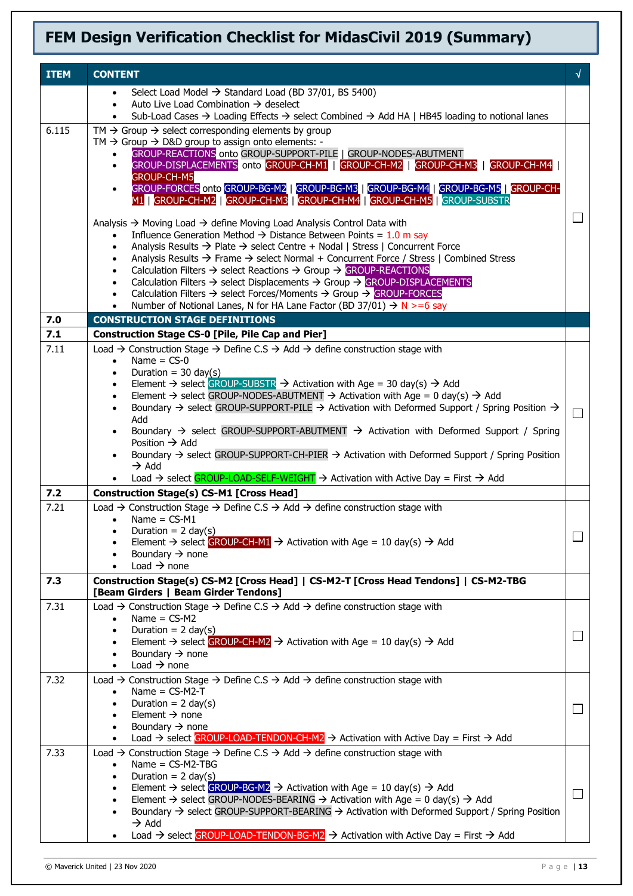# FEM Design Verification Checklist for MidasCivil 2019 (Summary)

| ITEM | CONTENT | √ |
|---|---|---|
| | • Select Load Model → Standard Load (BD 37/01, BS 5400)<br>• Auto Live Load Combination → deselect<br>• Sub-Load Cases → Loading Effects → select Combined → Add HA \| HB45 loading to notional lanes | |
| 6.115 | TM → Group → select corresponding elements by group<br>TM → Group → D&D group to assign onto elements: -<br>• GROUP-REACTIONS onto GROUP-SUPPORT-PILE \| GROUP-NODES-ABUTMENT<br>• GROUP-DISPLACEMENTS onto GROUP-CH-M1 \| GROUP-CH-M2 \| GROUP-CH-M3 \| GROUP-CH-M4 \| GROUP-CH-M5<br>• GROUP-FORCES onto GROUP-BG-M2 \| GROUP-BG-M3 \| GROUP-BG-M4 \| GROUP-BG-M5 \| GROUP-CH-M1 \| GROUP-CH-M2 \| GROUP-CH-M3 \| GROUP-CH-M4 \| GROUP-CH-M5 \| GROUP-SUBSTR<br><br>Analysis → Moving Load → define Moving Load Analysis Control Data with<br>• Influence Generation Method → Distance Between Points = 1.0 m say<br>• Analysis Results → Plate → select Centre + Nodal \| Stress \| Concurrent Force<br>• Analysis Results → Frame → select Normal + Concurrent Force / Stress \| Combined Stress<br>• Calculation Filters → select Reactions → Group → GROUP-REACTIONS<br>• Calculation Filters → select Displacements → Group → GROUP-DISPLACEMENTS<br>• Calculation Filters → select Forces/Moments → Group → GROUP-FORCES<br>• Number of Notional Lanes, N for HA Lane Factor (BD 37/01) → N >=6 say | ☐ |
| **7.0** | **CONSTRUCTION STAGE DEFINITIONS** | |
| **7.1** | **Construction Stage CS-0 [Pile, Pile Cap and Pier]** | |
| 7.11 | Load → Construction Stage → Define C.S → Add → define construction stage with<br>• Name = CS-0<br>• Duration = 30 day(s)<br>• Element → select GROUP-SUBSTR → Activation with Age = 30 day(s) → Add<br>• Element → select GROUP-NODES-ABUTMENT → Activation with Age = 0 day(s) → Add<br>• Boundary → select GROUP-SUPPORT-PILE → Activation with Deformed Support / Spring Position → Add<br>• Boundary → select GROUP-SUPPORT-ABUTMENT → Activation with Deformed Support / Spring Position → Add<br>• Boundary → select GROUP-SUPPORT-CH-PIER → Activation with Deformed Support / Spring Position → Add<br>• Load → select GROUP-LOAD-SELF-WEIGHT → Activation with Active Day = First → Add | ☐ |
| **7.2** | **Construction Stage(s) CS-M1 [Cross Head]** | |
| 7.21 | Load → Construction Stage → Define C.S → Add → define construction stage with<br>• Name = CS-M1<br>• Duration = 2 day(s)<br>• Element → select GROUP-CH-M1 → Activation with Age = 10 day(s) → Add<br>• Boundary → none<br>• Load → none | ☐ |
| **7.3** | **Construction Stage(s) CS-M2 [Cross Head] \| CS-M2-T [Cross Head Tendons] \| CS-M2-TBG [Beam Girders \| Beam Girder Tendons]** | |
| 7.31 | Load → Construction Stage → Define C.S → Add → define construction stage with<br>• Name = CS-M2<br>• Duration = 2 day(s)<br>• Element → select GROUP-CH-M2 → Activation with Age = 10 day(s) → Add<br>• Boundary → none<br>• Load → none | ☐ |
| 7.32 | Load → Construction Stage → Define C.S → Add → define construction stage with<br>• Name = CS-M2-T<br>• Duration = 2 day(s)<br>• Element → none<br>• Boundary → none<br>• Load → select GROUP-LOAD-TENDON-CH-M2 → Activation with Active Day = First → Add | ☐ |
| 7.33 | Load → Construction Stage → Define C.S → Add → define construction stage with<br>• Name = CS-M2-TBG<br>• Duration = 2 day(s)<br>• Element → select GROUP-BG-M2 → Activation with Age = 10 day(s) → Add<br>• Element → select GROUP-NODES-BEARING → Activation with Age = 0 day(s) → Add<br>• Boundary → select GROUP-SUPPORT-BEARING → Activation with Deformed Support / Spring Position → Add<br>• Load → select GROUP-LOAD-TENDON-BG-M2 → Activation with Active Day = First → Add | ☐ |

© Maverick United | 23 Nov 2020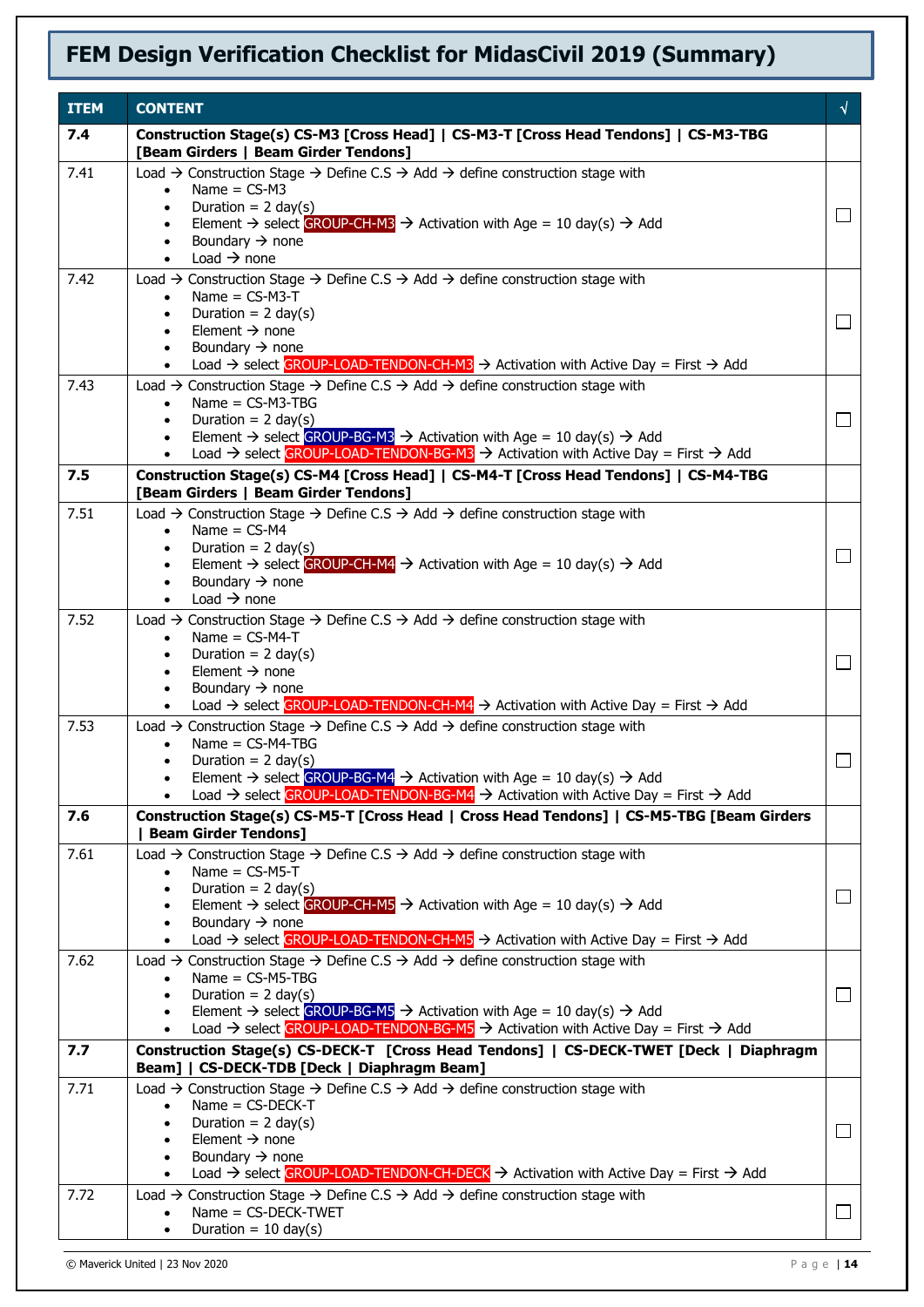# FEM Design Verification Checklist for MidasCivil 2019 (Summary)

| ITEM | CONTENT | √ |
|---|---|---|
| **7.4** | **Construction Stage(s) CS-M3 [Cross Head] \| CS-M3-T [Cross Head Tendons] \| CS-M3-TBG [Beam Girders \| Beam Girder Tendons]** | |
| 7.41 | Load → Construction Stage → Define C.S → Add → define construction stage with<br>• Name = CS-M3<br>• Duration = 2 day(s)<br>• Element → select GROUP-CH-M3 → Activation with Age = 10 day(s) → Add<br>• Boundary → none<br>• Load → none | ☐ |
| 7.42 | Load → Construction Stage → Define C.S → Add → define construction stage with<br>• Name = CS-M3-T<br>• Duration = 2 day(s)<br>• Element → none<br>• Boundary → none<br>• Load → select GROUP-LOAD-TENDON-CH-M3 → Activation with Active Day = First → Add | ☐ |
| 7.43 | Load → Construction Stage → Define C.S → Add → define construction stage with<br>• Name = CS-M3-TBG<br>• Duration = 2 day(s)<br>• Element → select GROUP-BG-M3 → Activation with Age = 10 day(s) → Add<br>• Load → select GROUP-LOAD-TENDON-BG-M3 → Activation with Active Day = First → Add | ☐ |
| **7.5** | **Construction Stage(s) CS-M4 [Cross Head] \| CS-M4-T [Cross Head Tendons] \| CS-M4-TBG [Beam Girders \| Beam Girder Tendons]** | |
| 7.51 | Load → Construction Stage → Define C.S → Add → define construction stage with<br>• Name = CS-M4<br>• Duration = 2 day(s)<br>• Element → select GROUP-CH-M4 → Activation with Age = 10 day(s) → Add<br>• Boundary → none<br>• Load → none | ☐ |
| 7.52 | Load → Construction Stage → Define C.S → Add → define construction stage with<br>• Name = CS-M4-T<br>• Duration = 2 day(s)<br>• Element → none<br>• Boundary → none<br>• Load → select GROUP-LOAD-TENDON-CH-M4 → Activation with Active Day = First → Add | ☐ |
| 7.53 | Load → Construction Stage → Define C.S → Add → define construction stage with<br>• Name = CS-M4-TBG<br>• Duration = 2 day(s)<br>• Element → select GROUP-BG-M4 → Activation with Age = 10 day(s) → Add<br>• Load → select GROUP-LOAD-TENDON-BG-M4 → Activation with Active Day = First → Add | ☐ |
| **7.6** | **Construction Stage(s) CS-M5-T [Cross Head \| Cross Head Tendons] \| CS-M5-TBG [Beam Girders \| Beam Girder Tendons]** | |
| 7.61 | Load → Construction Stage → Define C.S → Add → define construction stage with<br>• Name = CS-M5-T<br>• Duration = 2 day(s)<br>• Element → select GROUP-CH-M5 → Activation with Age = 10 day(s) → Add<br>• Boundary → none<br>• Load → select GROUP-LOAD-TENDON-CH-M5 → Activation with Active Day = First → Add | ☐ |
| 7.62 | Load → Construction Stage → Define C.S → Add → define construction stage with<br>• Name = CS-M5-TBG<br>• Duration = 2 day(s)<br>• Element → select GROUP-BG-M5 → Activation with Age = 10 day(s) → Add<br>• Load → select GROUP-LOAD-TENDON-BG-M5 → Activation with Active Day = First → Add | ☐ |
| **7.7** | **Construction Stage(s) CS-DECK-T [Cross Head Tendons] \| CS-DECK-TWET [Deck \| Diaphragm Beam] \| CS-DECK-TDB [Deck \| Diaphragm Beam]** | |
| 7.71 | Load → Construction Stage → Define C.S → Add → define construction stage with<br>• Name = CS-DECK-T<br>• Duration = 2 day(s)<br>• Element → none<br>• Boundary → none<br>• Load → select GROUP-LOAD-TENDON-CH-DECK → Activation with Active Day = First → Add | ☐ |
| 7.72 | Load → Construction Stage → Define C.S → Add → define construction stage with<br>• Name = CS-DECK-TWET<br>• Duration = 10 day(s) | ☐ |

© Maverick United | 23 Nov 2020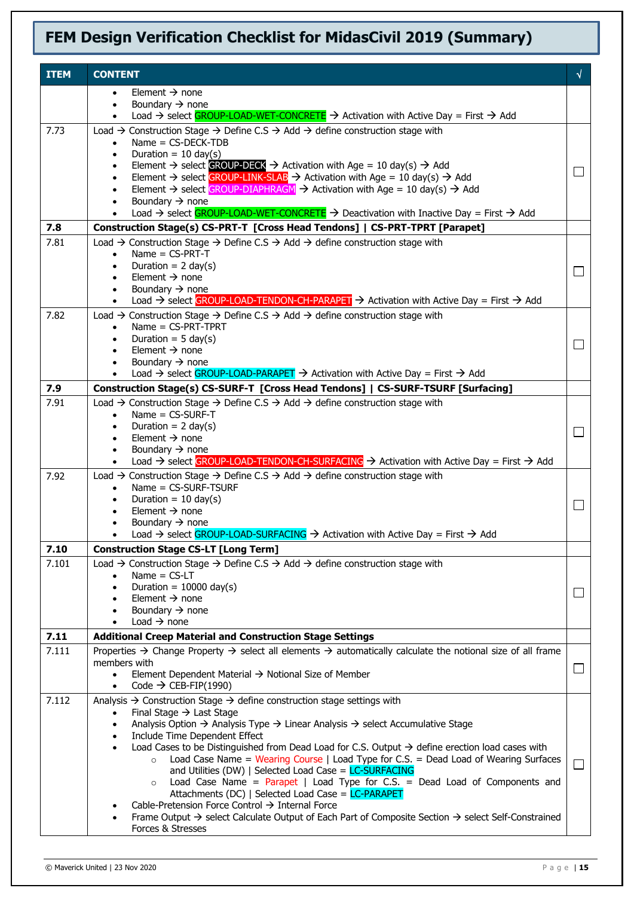# FEM Design Verification Checklist for MidasCivil 2019 (Summary)

| ITEM | CONTENT | √ |
|---|---|---|
| | • Element → none<br>• Boundary → none<br>• Load → select GROUP-LOAD-WET-CONCRETE → Activation with Active Day = First → Add | |
| 7.73 | Load → Construction Stage → Define C.S → Add → define construction stage with<br>• Name = CS-DECK-TDB<br>• Duration = 10 day(s)<br>• Element → select GROUP-DECK → Activation with Age = 10 day(s) → Add<br>• Element → select GROUP-LINK-SLAB → Activation with Age = 10 day(s) → Add<br>• Element → select GROUP-DIAPHRAGM → Activation with Age = 10 day(s) → Add<br>• Boundary → none<br>• Load → select GROUP-LOAD-WET-CONCRETE → Deactivation with Inactive Day = First → Add | ☐ |
| **7.8** | **Construction Stage(s) CS-PRT-T [Cross Head Tendons] \| CS-PRT-TPRT [Parapet]** | |
| 7.81 | Load → Construction Stage → Define C.S → Add → define construction stage with<br>• Name = CS-PRT-T<br>• Duration = 2 day(s)<br>• Element → none<br>• Boundary → none<br>• Load → select GROUP-LOAD-TENDON-CH-PARAPET → Activation with Active Day = First → Add | ☐ |
| 7.82 | Load → Construction Stage → Define C.S → Add → define construction stage with<br>• Name = CS-PRT-TPRT<br>• Duration = 5 day(s)<br>• Element → none<br>• Boundary → none<br>• Load → select GROUP-LOAD-PARAPET → Activation with Active Day = First → Add | ☐ |
| **7.9** | **Construction Stage(s) CS-SURF-T [Cross Head Tendons] \| CS-SURF-TSURF [Surfacing]** | |
| 7.91 | Load → Construction Stage → Define C.S → Add → define construction stage with<br>• Name = CS-SURF-T<br>• Duration = 2 day(s)<br>• Element → none<br>• Boundary → none<br>• Load → select GROUP-LOAD-TENDON-CH-SURFACING → Activation with Active Day = First → Add | ☐ |
| 7.92 | Load → Construction Stage → Define C.S → Add → define construction stage with<br>• Name = CS-SURF-TSURF<br>• Duration = 10 day(s)<br>• Element → none<br>• Boundary → none<br>• Load → select GROUP-LOAD-SURFACING → Activation with Active Day = First → Add | ☐ |
| **7.10** | **Construction Stage CS-LT [Long Term]** | |
| 7.101 | Load → Construction Stage → Define C.S → Add → define construction stage with<br>• Name = CS-LT<br>• Duration = 10000 day(s)<br>• Element → none<br>• Boundary → none<br>• Load → none | ☐ |
| **7.11** | **Additional Creep Material and Construction Stage Settings** | |
| 7.111 | Properties → Change Property → select all elements → automatically calculate the notional size of all frame members with<br>• Element Dependent Material → Notional Size of Member<br>• Code → CEB-FIP(1990) | ☐ |
| 7.112 | Analysis → Construction Stage → define construction stage settings with<br>• Final Stage → Last Stage<br>• Analysis Option → Analysis Type → Linear Analysis → select Accumulative Stage<br>• Include Time Dependent Effect<br>• Load Cases to be Distinguished from Dead Load for C.S. Output → define erection load cases with<br>  ○ Load Case Name = Wearing Course \| Load Type for C.S. = Dead Load of Wearing Surfaces and Utilities (DW) \| Selected Load Case = LC-SURFACING<br>  ○ Load Case Name = Parapet \| Load Type for C.S. = Dead Load of Components and Attachments (DC) \| Selected Load Case = LC-PARAPET<br>• Cable-Pretension Force Control → Internal Force<br>• Frame Output → select Calculate Output of Each Part of Composite Section → select Self-Constrained Forces & Stresses | ☐ |

© Maverick United | 23 Nov 2020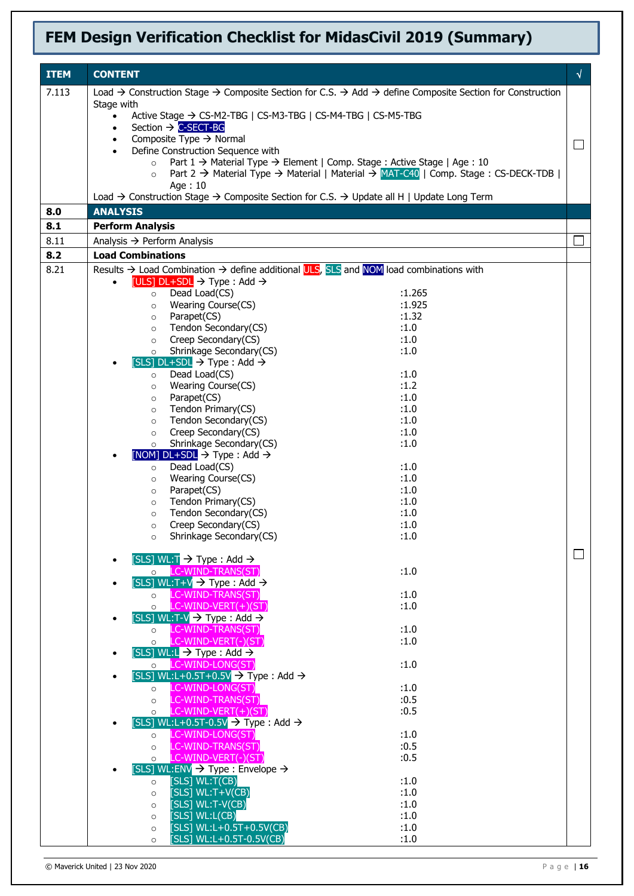# FEM Design Verification Checklist for MidasCivil 2019 (Summary)

| ITEM | CONTENT | √ |
|---|---|---|
| 7.113 | Load → Construction Stage → Composite Section for C.S. → Add → define Composite Section for Construction Stage with<br>• Active Stage → CS-M2-TBG \| CS-M3-TBG \| CS-M4-TBG \| CS-M5-TBG<br>• Section → C-SECT-BG<br>• Composite Type → Normal<br>• Define Construction Sequence with<br>  ○ Part 1 → Material Type → Element \| Comp. Stage : Active Stage \| Age : 10<br>  ○ Part 2 → Material Type → Material \| Material → MAT-C40 \| Comp. Stage : CS-DECK-TDB \| Age : 10<br>Load → Construction Stage → Composite Section for C.S. → Update all H \| Update Long Term | ☐ |
| **8.0** | **ANALYSIS** | |
| **8.1** | **Perform Analysis** | |
| 8.11 | Analysis → Perform Analysis | ☐ |
| **8.2** | **Load Combinations** | |
| 8.21 | Results → Load Combination → define additional ULS, SLS and NOM load combinations with<br>• [ULS] DL+SDL → Type : Add →<br>  ○ Dead Load(CS) :1.265<br>  ○ Wearing Course(CS) :1.925<br>  ○ Parapet(CS) :1.32<br>  ○ Tendon Secondary(CS) :1.0<br>  ○ Creep Secondary(CS) :1.0<br>  ○ Shrinkage Secondary(CS) :1.0<br>• [SLS] DL+SDL → Type : Add →<br>  ○ Dead Load(CS) :1.0<br>  ○ Wearing Course(CS) :1.2<br>  ○ Parapet(CS) :1.0<br>  ○ Tendon Primary(CS) :1.0<br>  ○ Tendon Secondary(CS) :1.0<br>  ○ Creep Secondary(CS) :1.0<br>  ○ Shrinkage Secondary(CS) :1.0<br>• [NOM] DL+SDL → Type : Add →<br>  ○ Dead Load(CS) :1.0<br>  ○ Wearing Course(CS) :1.0<br>  ○ Parapet(CS) :1.0<br>  ○ Tendon Primary(CS) :1.0<br>  ○ Tendon Secondary(CS) :1.0<br>  ○ Creep Secondary(CS) :1.0<br>  ○ Shrinkage Secondary(CS) :1.0<br><br>• [SLS] WL:T → Type : Add →<br>  ○ LC-WIND-TRANS(ST) :1.0<br>• [SLS] WL:T+V → Type : Add →<br>  ○ LC-WIND-TRANS(ST) :1.0<br>  ○ LC-WIND-VERT(+)(ST) :1.0<br>• [SLS] WL:T-V → Type : Add →<br>  ○ LC-WIND-TRANS(ST) :1.0<br>  ○ LC-WIND-VERT(-)(ST) :1.0<br>• [SLS] WL:L → Type : Add →<br>  ○ LC-WIND-LONG(ST) :1.0<br>• [SLS] WL:L+0.5T+0.5V → Type : Add →<br>  ○ LC-WIND-LONG(ST) :1.0<br>  ○ LC-WIND-TRANS(ST) :0.5<br>  ○ LC-WIND-VERT(+)(ST) :0.5<br>• [SLS] WL:L+0.5T-0.5V → Type : Add →<br>  ○ LC-WIND-LONG(ST) :1.0<br>  ○ LC-WIND-TRANS(ST) :0.5<br>  ○ LC-WIND-VERT(-)(ST) :0.5<br>• [SLS] WL:ENV → Type : Envelope →<br>  ○ [SLS] WL:T(CB) :1.0<br>  ○ [SLS] WL:T+V(CB) :1.0<br>  ○ [SLS] WL:T-V(CB) :1.0<br>  ○ [SLS] WL:L(CB) :1.0<br>  ○ [SLS] WL:L+0.5T+0.5V(CB) :1.0<br>  ○ [SLS] WL:L+0.5T-0.5V(CB) :1.0 | ☐ |

© Maverick United | 23 Nov 2020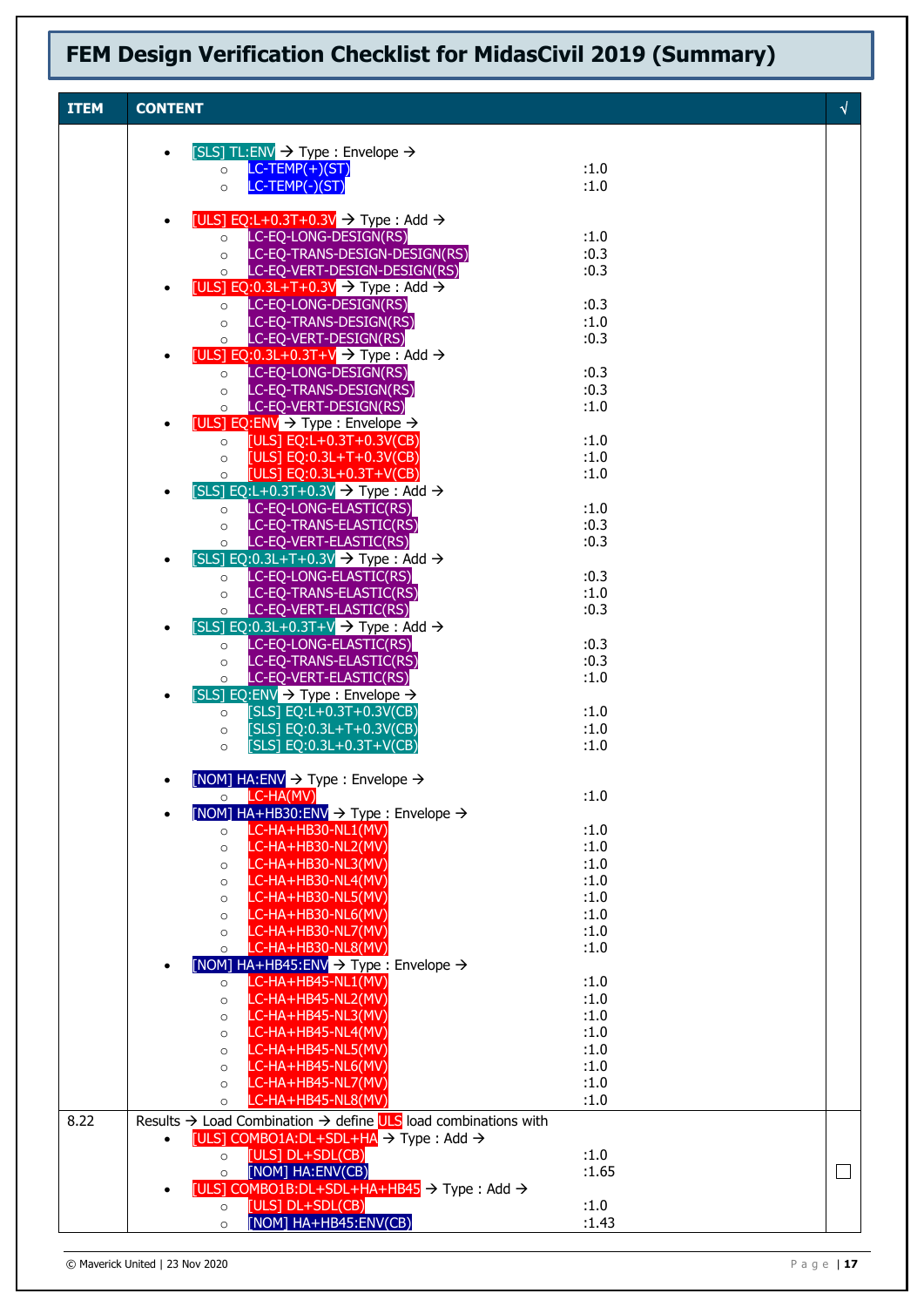# FEM Design Verification Checklist for MidasCivil 2019 (Summary)

| ITEM | CONTENT | √ |
|---|---|---|
| | • [SLS] TL:ENV → Type : Envelope →<br>&nbsp;&nbsp;○ LC-TEMP(+)(ST) :1.0<br>&nbsp;&nbsp;○ LC-TEMP(-)(ST) :1.0<br><br>• [ULS] EQ:L+0.3T+0.3V → Type : Add →<br>&nbsp;&nbsp;○ LC-EQ-LONG-DESIGN(RS) :1.0<br>&nbsp;&nbsp;○ LC-EQ-TRANS-DESIGN-DESIGN(RS) :0.3<br>&nbsp;&nbsp;○ LC-EQ-VERT-DESIGN-DESIGN(RS) :0.3<br>• [ULS] EQ:0.3L+T+0.3V → Type : Add →<br>&nbsp;&nbsp;○ LC-EQ-LONG-DESIGN(RS) :0.3<br>&nbsp;&nbsp;○ LC-EQ-TRANS-DESIGN(RS) :1.0<br>&nbsp;&nbsp;○ LC-EQ-VERT-DESIGN(RS) :0.3<br>• [ULS] EQ:0.3L+0.3T+V → Type : Add →<br>&nbsp;&nbsp;○ LC-EQ-LONG-DESIGN(RS) :0.3<br>&nbsp;&nbsp;○ LC-EQ-TRANS-DESIGN(RS) :0.3<br>&nbsp;&nbsp;○ LC-EQ-VERT-DESIGN(RS) :1.0<br>• [ULS] EQ:ENV → Type : Envelope →<br>&nbsp;&nbsp;○ [ULS] EQ:L+0.3T+0.3V(CB) :1.0<br>&nbsp;&nbsp;○ [ULS] EQ:0.3L+T+0.3V(CB) :1.0<br>&nbsp;&nbsp;○ [ULS] EQ:0.3L+0.3T+V(CB) :1.0<br>• [SLS] EQ:L+0.3T+0.3V → Type : Add →<br>&nbsp;&nbsp;○ LC-EQ-LONG-ELASTIC(RS) :1.0<br>&nbsp;&nbsp;○ LC-EQ-TRANS-ELASTIC(RS) :0.3<br>&nbsp;&nbsp;○ LC-EQ-VERT-ELASTIC(RS) :0.3<br>• [SLS] EQ:0.3L+T+0.3V → Type : Add →<br>&nbsp;&nbsp;○ LC-EQ-LONG-ELASTIC(RS) :0.3<br>&nbsp;&nbsp;○ LC-EQ-TRANS-ELASTIC(RS) :1.0<br>&nbsp;&nbsp;○ LC-EQ-VERT-ELASTIC(RS) :0.3<br>• [SLS] EQ:0.3L+0.3T+V → Type : Add →<br>&nbsp;&nbsp;○ LC-EQ-LONG-ELASTIC(RS) :0.3<br>&nbsp;&nbsp;○ LC-EQ-TRANS-ELASTIC(RS) :0.3<br>&nbsp;&nbsp;○ LC-EQ-VERT-ELASTIC(RS) :1.0<br>• [SLS] EQ:ENV → Type : Envelope →<br>&nbsp;&nbsp;○ [SLS] EQ:L+0.3T+0.3V(CB) :1.0<br>&nbsp;&nbsp;○ [SLS] EQ:0.3L+T+0.3V(CB) :1.0<br>&nbsp;&nbsp;○ [SLS] EQ:0.3L+0.3T+V(CB) :1.0<br><br>• [NOM] HA:ENV → Type : Envelope →<br>&nbsp;&nbsp;○ LC-HA(MV) :1.0<br>• [NOM] HA+HB30:ENV → Type : Envelope →<br>&nbsp;&nbsp;○ LC-HA+HB30-NL1(MV) :1.0<br>&nbsp;&nbsp;○ LC-HA+HB30-NL2(MV) :1.0<br>&nbsp;&nbsp;○ LC-HA+HB30-NL3(MV) :1.0<br>&nbsp;&nbsp;○ LC-HA+HB30-NL4(MV) :1.0<br>&nbsp;&nbsp;○ LC-HA+HB30-NL5(MV) :1.0<br>&nbsp;&nbsp;○ LC-HA+HB30-NL6(MV) :1.0<br>&nbsp;&nbsp;○ LC-HA+HB30-NL7(MV) :1.0<br>&nbsp;&nbsp;○ LC-HA+HB30-NL8(MV) :1.0<br>• [NOM] HA+HB45:ENV → Type : Envelope →<br>&nbsp;&nbsp;○ LC-HA+HB45-NL1(MV) :1.0<br>&nbsp;&nbsp;○ LC-HA+HB45-NL2(MV) :1.0<br>&nbsp;&nbsp;○ LC-HA+HB45-NL3(MV) :1.0<br>&nbsp;&nbsp;○ LC-HA+HB45-NL4(MV) :1.0<br>&nbsp;&nbsp;○ LC-HA+HB45-NL5(MV) :1.0<br>&nbsp;&nbsp;○ LC-HA+HB45-NL6(MV) :1.0<br>&nbsp;&nbsp;○ LC-HA+HB45-NL7(MV) :1.0<br>&nbsp;&nbsp;○ LC-HA+HB45-NL8(MV) :1.0 | |
| 8.22 | Results → Load Combination → define ULS load combinations with<br>• [ULS] COMBO1A:DL+SDL+HA → Type : Add →<br>&nbsp;&nbsp;○ [ULS] DL+SDL(CB) :1.0<br>&nbsp;&nbsp;○ [NOM] HA:ENV(CB) :1.65<br>• [ULS] COMBO1B:DL+SDL+HA+HB45 → Type : Add →<br>&nbsp;&nbsp;○ [ULS] DL+SDL(CB) :1.0<br>&nbsp;&nbsp;○ [NOM] HA+HB45:ENV(CB) :1.43 | ☐ |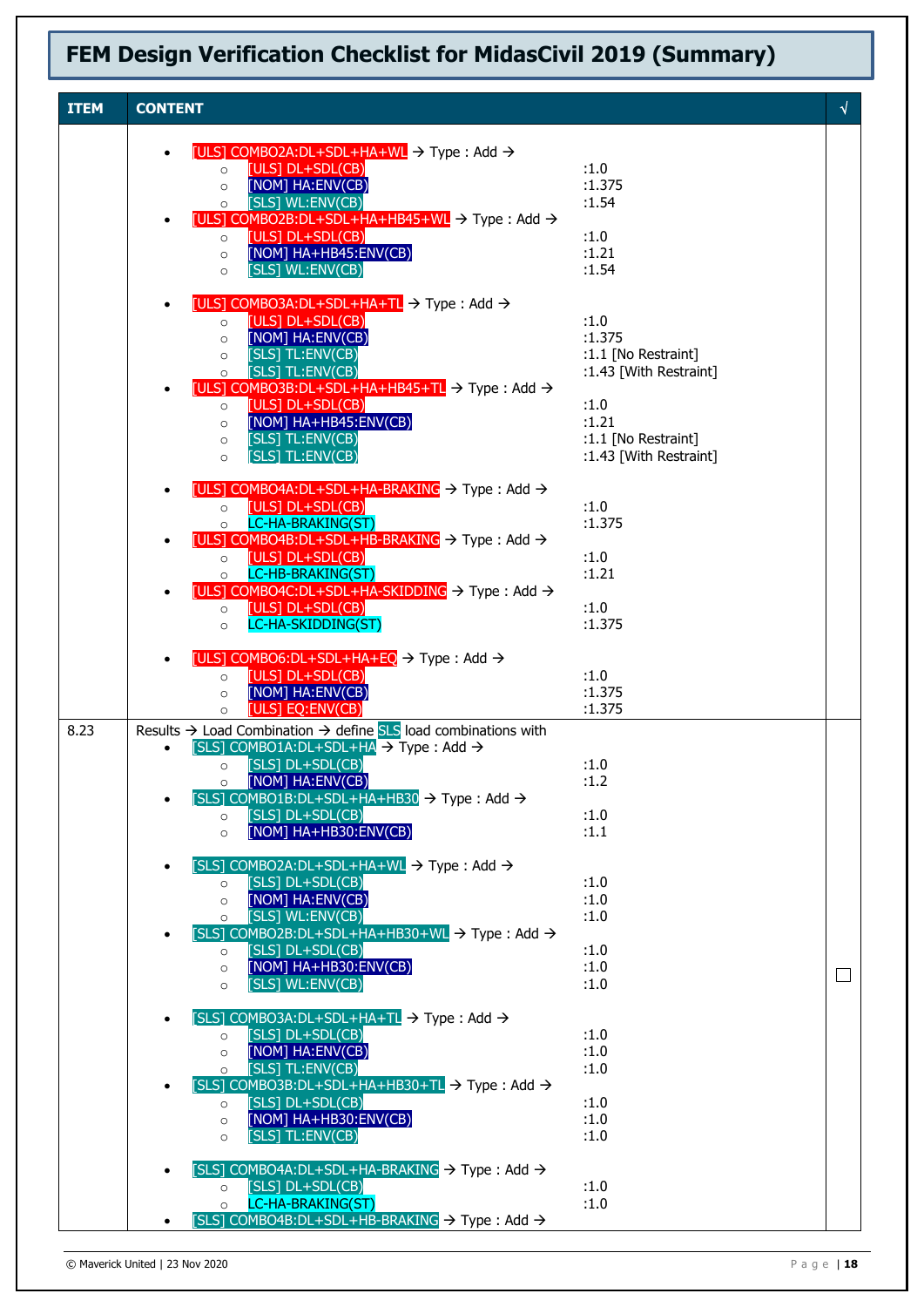# FEM Design Verification Checklist for MidasCivil 2019 (Summary)

| ITEM | CONTENT | √ |
|---|---|---|
| | • [ULS] COMBO2A:DL+SDL+HA+WL → Type : Add →<br>  ○ [ULS] DL+SDL(CB) :1.0<br>  ○ [NOM] HA:ENV(CB) :1.375<br>  ○ [SLS] WL:ENV(CB) :1.54<br>• [ULS] COMBO2B:DL+SDL+HA+HB45+WL → Type : Add →<br>  ○ [ULS] DL+SDL(CB) :1.0<br>  ○ [NOM] HA+HB45:ENV(CB) :1.21<br>  ○ [SLS] WL:ENV(CB) :1.54<br><br>• [ULS] COMBO3A:DL+SDL+HA+TL → Type : Add →<br>  ○ [ULS] DL+SDL(CB) :1.0<br>  ○ [NOM] HA:ENV(CB) :1.375<br>  ○ [SLS] TL:ENV(CB) :1.1 [No Restraint]<br>  ○ [SLS] TL:ENV(CB) :1.43 [With Restraint]<br>• [ULS] COMBO3B:DL+SDL+HA+HB45+TL → Type : Add →<br>  ○ [ULS] DL+SDL(CB) :1.0<br>  ○ [NOM] HA+HB45:ENV(CB) :1.21<br>  ○ [SLS] TL:ENV(CB) :1.1 [No Restraint]<br>  ○ [SLS] TL:ENV(CB) :1.43 [With Restraint]<br><br>• [ULS] COMBO4A:DL+SDL+HA-BRAKING → Type : Add →<br>  ○ [ULS] DL+SDL(CB) :1.0<br>  ○ LC-HA-BRAKING(ST) :1.375<br>• [ULS] COMBO4B:DL+SDL+HB-BRAKING → Type : Add →<br>  ○ [ULS] DL+SDL(CB) :1.0<br>  ○ LC-HB-BRAKING(ST) :1.21<br>• [ULS] COMBO4C:DL+SDL+HA-SKIDDING → Type : Add →<br>  ○ [ULS] DL+SDL(CB) :1.0<br>  ○ LC-HA-SKIDDING(ST) :1.375<br><br>• [ULS] COMBO6:DL+SDL+HA+EQ → Type : Add →<br>  ○ [ULS] DL+SDL(CB) :1.0<br>  ○ [NOM] HA:ENV(CB) :1.375<br>  ○ [ULS] EQ:ENV(CB) :1.375 | |
| 8.23 | Results → Load Combination → define SLS load combinations with<br>• [SLS] COMBO1A:DL+SDL+HA → Type : Add →<br>  ○ [SLS] DL+SDL(CB) :1.0<br>  ○ [NOM] HA:ENV(CB) :1.2<br>• [SLS] COMBO1B:DL+SDL+HA+HB30 → Type : Add →<br>  ○ [SLS] DL+SDL(CB) :1.0<br>  ○ [NOM] HA+HB30:ENV(CB) :1.1<br><br>• [SLS] COMBO2A:DL+SDL+HA+WL → Type : Add →<br>  ○ [SLS] DL+SDL(CB) :1.0<br>  ○ [NOM] HA:ENV(CB) :1.0<br>  ○ [SLS] WL:ENV(CB) :1.0<br>• [SLS] COMBO2B:DL+SDL+HA+HB30+WL → Type : Add →<br>  ○ [SLS] DL+SDL(CB) :1.0<br>  ○ [NOM] HA+HB30:ENV(CB) :1.0<br>  ○ [SLS] WL:ENV(CB) :1.0<br><br>• [SLS] COMBO3A:DL+SDL+HA+TL → Type : Add →<br>  ○ [SLS] DL+SDL(CB) :1.0<br>  ○ [NOM] HA:ENV(CB) :1.0<br>  ○ [SLS] TL:ENV(CB) :1.0<br>• [SLS] COMBO3B:DL+SDL+HA+HB30+TL → Type : Add →<br>  ○ [SLS] DL+SDL(CB) :1.0<br>  ○ [NOM] HA+HB30:ENV(CB) :1.0<br>  ○ [SLS] TL:ENV(CB) :1.0<br><br>• [SLS] COMBO4A:DL+SDL+HA-BRAKING → Type : Add →<br>  ○ [SLS] DL+SDL(CB) :1.0<br>  ○ LC-HA-BRAKING(ST) :1.0<br>• [SLS] COMBO4B:DL+SDL+HB-BRAKING → Type : Add → | ☐ |

© Maverick United | 23 Nov 2020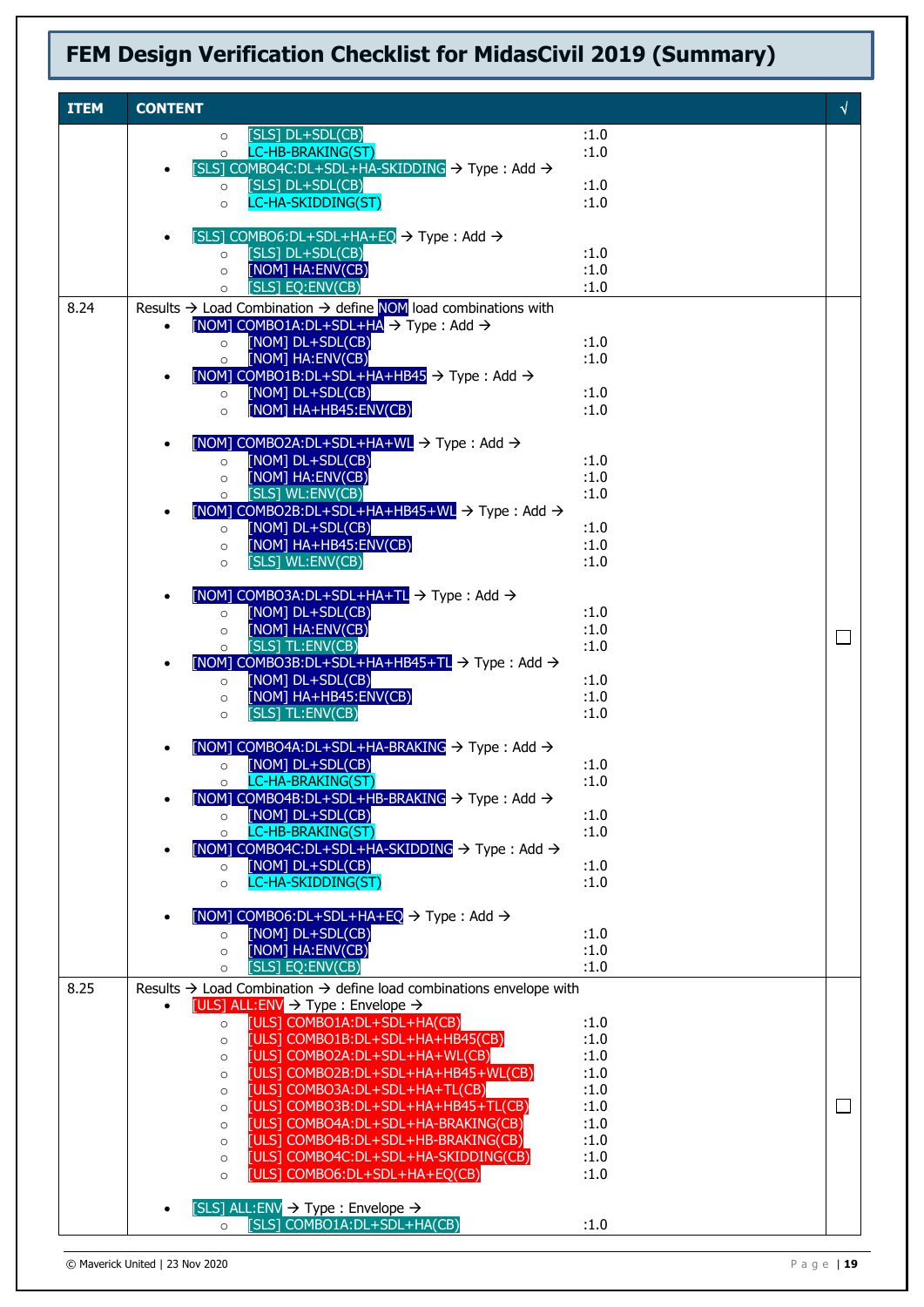# FEM Design Verification Checklist for MidasCivil 2019 (Summary)

| ITEM | CONTENT | √ |
|---|---|---|
| | ◦ [SLS] DL+SDL(CB) :1.0<br>◦ LC-HB-BRAKING(ST) :1.0<br>• [SLS] COMBO4C:DL+SDL+HA-SKIDDING → Type : Add →<br>◦ [SLS] DL+SDL(CB) :1.0<br>◦ LC-HA-SKIDDING(ST) :1.0<br><br>• [SLS] COMBO6:DL+SDL+HA+EQ → Type : Add →<br>◦ [SLS] DL+SDL(CB) :1.0<br>◦ [NOM] HA:ENV(CB) :1.0<br>◦ [SLS] EQ:ENV(CB) :1.0 | |
| 8.24 | Results → Load Combination → define NOM load combinations with<br>• [NOM] COMBO1A:DL+SDL+HA → Type : Add →<br>◦ [NOM] DL+SDL(CB) :1.0<br>◦ [NOM] HA:ENV(CB) :1.0<br>• [NOM] COMBO1B:DL+SDL+HA+HB45 → Type : Add →<br>◦ [NOM] DL+SDL(CB) :1.0<br>◦ [NOM] HA+HB45:ENV(CB) :1.0<br><br>• [NOM] COMBO2A:DL+SDL+HA+WL → Type : Add →<br>◦ [NOM] DL+SDL(CB) :1.0<br>◦ [NOM] HA:ENV(CB) :1.0<br>◦ [SLS] WL:ENV(CB) :1.0<br>• [NOM] COMBO2B:DL+SDL+HA+HB45+WL → Type : Add →<br>◦ [NOM] DL+SDL(CB) :1.0<br>◦ [NOM] HA+HB45:ENV(CB) :1.0<br>◦ [SLS] WL:ENV(CB) :1.0<br><br>• [NOM] COMBO3A:DL+SDL+HA+TL → Type : Add →<br>◦ [NOM] DL+SDL(CB) :1.0<br>◦ [NOM] HA:ENV(CB) :1.0<br>◦ [SLS] TL:ENV(CB) :1.0<br>• [NOM] COMBO3B:DL+SDL+HA+HB45+TL → Type : Add →<br>◦ [NOM] DL+SDL(CB) :1.0<br>◦ [NOM] HA+HB45:ENV(CB) :1.0<br>◦ [SLS] TL:ENV(CB) :1.0<br><br>• [NOM] COMBO4A:DL+SDL+HA-BRAKING → Type : Add →<br>◦ [NOM] DL+SDL(CB) :1.0<br>◦ LC-HA-BRAKING(ST) :1.0<br>• [NOM] COMBO4B:DL+SDL+HB-BRAKING → Type : Add →<br>◦ [NOM] DL+SDL(CB) :1.0<br>◦ LC-HB-BRAKING(ST) :1.0<br>• [NOM] COMBO4C:DL+SDL+HA-SKIDDING → Type : Add →<br>◦ [NOM] DL+SDL(CB) :1.0<br>◦ LC-HA-SKIDDING(ST) :1.0<br><br>• [NOM] COMBO6:DL+SDL+HA+EQ → Type : Add →<br>◦ [NOM] DL+SDL(CB) :1.0<br>◦ [NOM] HA:ENV(CB) :1.0<br>◦ [SLS] EQ:ENV(CB) :1.0 | ☐ |
| 8.25 | Results → Load Combination → define load combinations envelope with<br>• [ULS] ALL:ENV → Type : Envelope →<br>◦ [ULS] COMBO1A:DL+SDL+HA(CB) :1.0<br>◦ [ULS] COMBO1B:DL+SDL+HA+HB45(CB) :1.0<br>◦ [ULS] COMBO2A:DL+SDL+HA+WL(CB) :1.0<br>◦ [ULS] COMBO2B:DL+SDL+HA+HB45+WL(CB) :1.0<br>◦ [ULS] COMBO3A:DL+SDL+HA+TL(CB) :1.0<br>◦ [ULS] COMBO3B:DL+SDL+HA+HB45+TL(CB) :1.0<br>◦ [ULS] COMBO4A:DL+SDL+HA-BRAKING(CB) :1.0<br>◦ [ULS] COMBO4B:DL+SDL+HB-BRAKING(CB) :1.0<br>◦ [ULS] COMBO4C:DL+SDL+HA-SKIDDING(CB) :1.0<br>◦ [ULS] COMBO6:DL+SDL+HA+EQ(CB) :1.0<br><br>• [SLS] ALL:ENV → Type : Envelope →<br>◦ [SLS] COMBO1A:DL+SDL+HA(CB) :1.0 | ☐ |

© Maverick United | 23 Nov 2020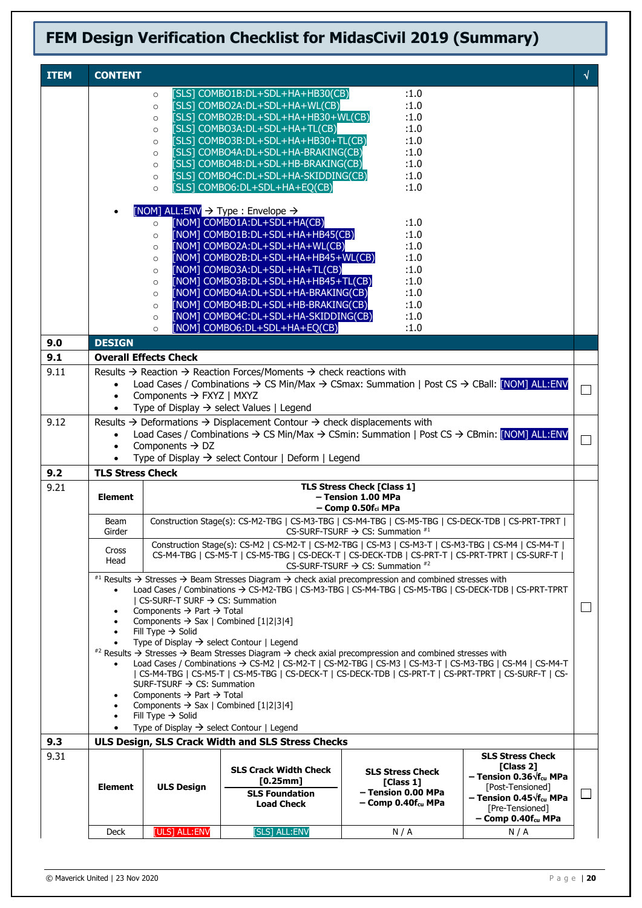# FEM Design Verification Checklist for MidasCivil 2019 (Summary)

| ITEM | CONTENT | √ |
|---|---|---|
| | ◦ [SLS] COMBO1B:DL+SDL+HA+HB30(CB) :1.0<br>◦ [SLS] COMBO2A:DL+SDL+HA+WL(CB) :1.0<br>◦ [SLS] COMBO2B:DL+SDL+HA+HB30+WL(CB) :1.0<br>◦ [SLS] COMBO3A:DL+SDL+HA+TL(CB) :1.0<br>◦ [SLS] COMBO3B:DL+SDL+HA+HB30+TL(CB) :1.0<br>◦ [SLS] COMBO4A:DL+SDL+HA-BRAKING(CB) :1.0<br>◦ [SLS] COMBO4B:DL+SDL+HB-BRAKING(CB) :1.0<br>◦ [SLS] COMBO4C:DL+SDL+HA-SKIDDING(CB) :1.0<br>◦ [SLS] COMBO6:DL+SDL+HA+EQ(CB) :1.0<br><br>• [NOM] ALL:ENV → Type : Envelope →<br>◦ [NOM] COMBO1A:DL+SDL+HA(CB) :1.0<br>◦ [NOM] COMBO1B:DL+SDL+HA+HB45(CB) :1.0<br>◦ [NOM] COMBO2A:DL+SDL+HA+WL(CB) :1.0<br>◦ [NOM] COMBO2B:DL+SDL+HA+HB45+WL(CB) :1.0<br>◦ [NOM] COMBO3A:DL+SDL+HA+TL(CB) :1.0<br>◦ [NOM] COMBO3B:DL+SDL+HA+HB45+TL(CB) :1.0<br>◦ [NOM] COMBO4A:DL+SDL+HA-BRAKING(CB) :1.0<br>◦ [NOM] COMBO4B:DL+SDL+HB-BRAKING(CB) :1.0<br>◦ [NOM] COMBO4C:DL+SDL+HA-SKIDDING(CB) :1.0<br>◦ [NOM] COMBO6:DL+SDL+HA+EQ(CB) :1.0 | |
| **9.0** | **DESIGN** | |
| **9.1** | **Overall Effects Check** | |
| 9.11 | Results → Reaction → Reaction Forces/Moments → check reactions with<br>• Load Cases / Combinations → CS Min/Max → CSmax: Summation \| Post CS → CBall: [NOM] ALL:ENV<br>• Components → FXYZ \| MXYZ<br>• Type of Display → select Values \| Legend | ☐ |
| 9.12 | Results → Deformations → Displacement Contour → check displacements with<br>• Load Cases / Combinations → CS Min/Max → CSmin: Summation \| Post CS → CBmin: [NOM] ALL:ENV<br>• Components → DZ<br>• Type of Display → select Contour \| Deform \| Legend | ☐ |
| **9.2** | **TLS Stress Check** | |
| 9.21 | **Element** — **TLS Stress Check [Class 1] – Tension 1.00 MPa – Comp 0.50$f_{ci}$ MPa**<br><br>Beam Girder — Construction Stage(s): CS-M2-TBG \| CS-M3-TBG \| CS-M4-TBG \| CS-M5-TBG \| CS-DECK-TDB \| CS-PRT-TPRT \| CS-SURF-TSURF → CS: Summation #1<br><br>Cross Head — Construction Stage(s): CS-M2 \| CS-M2-T \| CS-M2-TBG \| CS-M3 \| CS-M3-T \| CS-M3-TBG \| CS-M4 \| CS-M4-T \| CS-M4-TBG \| CS-M5-T \| CS-M5-TBG \| CS-DECK-T \| CS-DECK-TDB \| CS-PRT-T \| CS-PRT-TPRT \| CS-SURF-T \| CS-SURF-TSURF → CS: Summation #2<br><br>#1 Results → Stresses → Beam Stresses Diagram → check axial precompression and combined stresses with<br>• Load Cases / Combinations → CS-M2-TBG \| CS-M3-TBG \| CS-M4-TBG \| CS-M5-TBG \| CS-DECK-TDB \| CS-PRT-TPRT \| CS-SURF-T SURF → CS: Summation<br>• Components → Part → Total<br>• Components → Sax \| Combined [1\|2\|3\|4]<br>• Fill Type → Solid<br>• Type of Display → select Contour \| Legend<br>#2 Results → Stresses → Beam Stresses Diagram → check axial precompression and combined stresses with<br>• Load Cases / Combinations → CS-M2 \| CS-M2-T \| CS-M2-TBG \| CS-M3 \| CS-M3-T \| CS-M3-TBG \| CS-M4 \| CS-M4-T \| CS-M4-TBG \| CS-M5-T \| CS-M5-TBG \| CS-DECK-T \| CS-DECK-TDB \| CS-PRT-T \| CS-PRT-TPRT \| CS-SURF-T \| CS-SURF-TSURF → CS: Summation<br>• Components → Part → Total<br>• Components → Sax \| Combined [1\|2\|3\|4]<br>• Fill Type → Solid<br>• Type of Display → select Contour \| Legend | ☐ |
| **9.3** | **ULS Design, SLS Crack Width and SLS Stress Checks** | |
| 9.31 | (see table below) | ☐ |

| Element | ULS Design | SLS Crack Width Check [0.25mm] / SLS Foundation Load Check | SLS Stress Check [Class 1] – Tension 0.00 MPa – Comp 0.40$f_{cu}$ MPa | SLS Stress Check [Class 2] – Tension 0.36$\sqrt{f_{cu}}$ MPa [Post-Tensioned] – Tension 0.45$\sqrt{f_{cu}}$ MPa [Pre-Tensioned] – Comp 0.40$f_{cu}$ MPa |
|---|---|---|---|---|
| Deck | [ULS] ALL:ENV | [SLS] ALL:ENV | N / A | N / A |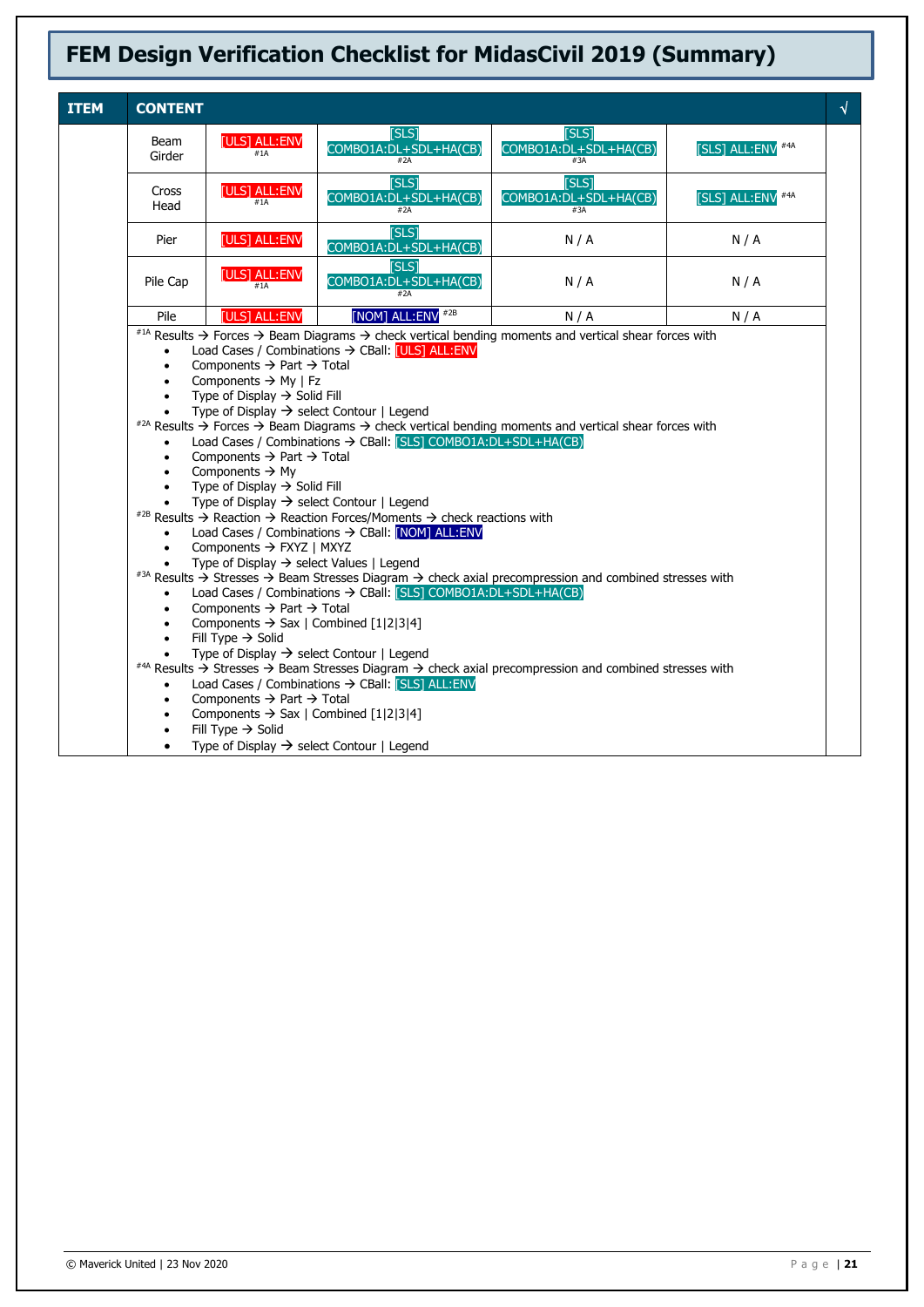# FEM Design Verification Checklist for MidasCivil 2019 (Summary)

| ITEM | CONTENT | | | | | √ |
|---|---|---|---|---|---|---|
| | Beam Girder | [ULS] ALL:ENV #1A | [SLS] COMBO1A:DL+SDL+HA(CB) #2A | [SLS] COMBO1A:DL+SDL+HA(CB) #3A | [SLS] ALL:ENV #4A | |
| | Cross Head | [ULS] ALL:ENV #1A | [SLS] COMBO1A:DL+SDL+HA(CB) #2A | [SLS] COMBO1A:DL+SDL+HA(CB) #3A | [SLS] ALL:ENV #4A | |
| | Pier | [ULS] ALL:ENV | [SLS] COMBO1A:DL+SDL+HA(CB) | N / A | N / A | |
| | Pile Cap | [ULS] ALL:ENV #1A | [SLS] COMBO1A:DL+SDL+HA(CB) #2A | N / A | N / A | |
| | Pile | [ULS] ALL:ENV | [NOM] ALL:ENV #2B | N / A | N / A | |

#1A Results → Forces → Beam Diagrams → check vertical bending moments and vertical shear forces with

- Load Cases / Combinations → CBall: [ULS] ALL:ENV
- Components → Part → Total
- Components → My | Fz
- Type of Display → Solid Fill
- Type of Display → select Contour | Legend

#2A Results → Forces → Beam Diagrams → check vertical bending moments and vertical shear forces with

- Load Cases / Combinations → CBall: [SLS] COMBO1A:DL+SDL+HA(CB)
- Components → Part → Total
- Components → My
- Type of Display → Solid Fill
- Type of Display → select Contour | Legend

#2B Results → Reaction → Reaction Forces/Moments → check reactions with

- Load Cases / Combinations → CBall: [NOM] ALL:ENV
- Components → FXYZ | MXYZ
- Type of Display → select Values | Legend

#3A Results → Stresses → Beam Stresses Diagram → check axial precompression and combined stresses with

- Load Cases / Combinations → CBall: [SLS] COMBO1A:DL+SDL+HA(CB)
- Components → Part → Total
- Components → Sax | Combined [1|2|3|4]
- Fill Type → Solid
- Type of Display → select Contour | Legend

#4A Results → Stresses → Beam Stresses Diagram → check axial precompression and combined stresses with

- Load Cases / Combinations → CBall: [SLS] ALL:ENV
- Components → Part → Total
- Components → Sax | Combined [1|2|3|4]
- Fill Type → Solid
- Type of Display → select Contour | Legend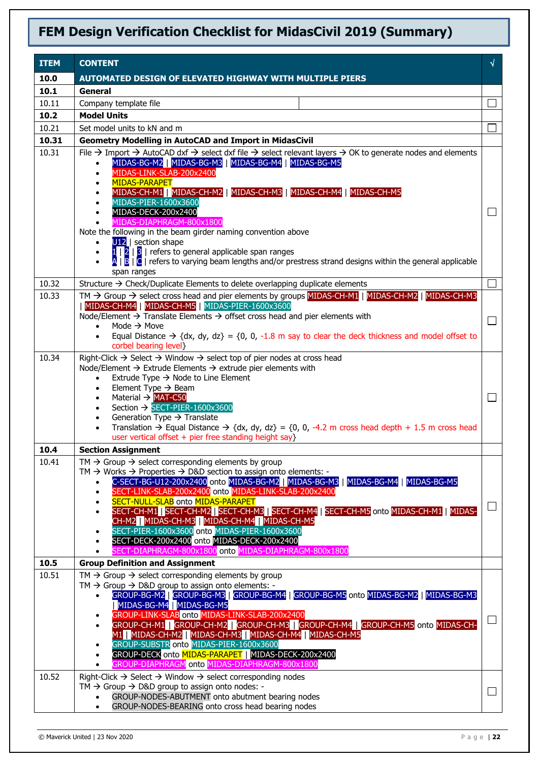# FEM Design Verification Checklist for MidasCivil 2019 (Summary)

| ITEM | CONTENT | √ |
|---|---|---|
| **10.0** | **AUTOMATED DESIGN OF ELEVATED HIGHWAY WITH MULTIPLE PIERS** | |
| **10.1** | **General** | |
| 10.11 | Company template file | ☐ |
| **10.2** | **Model Units** | |
| 10.21 | Set model units to kN and m | ☐ |
| **10.31** | **Geometry Modelling in AutoCAD and Import in MidasCivil** | |
| 10.31 | File → Import → AutoCAD dxf → select dxf file → select relevant layers → OK to generate nodes and elements<br>• MIDAS-BG-M2 \| MIDAS-BG-M3 \| MIDAS-BG-M4 \| MIDAS-BG-M5<br>• MIDAS-LINK-SLAB-200x2400<br>• MIDAS-PARAPET<br>• MIDAS-CH-M1 \| MIDAS-CH-M2 \| MIDAS-CH-M3 \| MIDAS-CH-M4 \| MIDAS-CH-M5<br>• MIDAS-PIER-1600x3600<br>• MIDAS-DECK-200x2400<br>• MIDAS-DIAPHRAGM-800x1800<br>Note the following in the beam girder naming convention above<br>• U12 \| section shape<br>• 1 \| 2 \| 3 \| refers to general applicable span ranges<br>• A \| B \| C \| refers to varying beam lengths and/or prestress strand designs within the general applicable span ranges | ☐ |
| 10.32 | Structure → Check/Duplicate Elements to delete overlapping duplicate elements | ☐ |
| 10.33 | TM → Group → select cross head and pier elements by groups MIDAS-CH-M1 \| MIDAS-CH-M2 \| MIDAS-CH-M3 \| MIDAS-CH-M4 \| MIDAS-CH-M5 \| MIDAS-PIER-1600x3600<br>Node/Element → Translate Elements → offset cross head and pier elements with<br>• Mode → Move<br>• Equal Distance → {dx, dy, dz} = {0, 0, -1.8 m say to clear the deck thickness and model offset to corbel bearing level} | ☐ |
| 10.34 | Right-Click → Select → Window → select top of pier nodes at cross head<br>Node/Element → Extrude Elements → extrude pier elements with<br>• Extrude Type → Node to Line Element<br>• Element Type → Beam<br>• Material → MAT-C50<br>• Section → SECT-PIER-1600x3600<br>• Generation Type → Translate<br>• Translation → Equal Distance → {dx, dy, dz} = {0, 0, -4.2 m cross head depth + 1.5 m cross head user vertical offset + pier free standing height say} | ☐ |
| **10.4** | **Section Assignment** | |
| 10.41 | TM → Group → select corresponding elements by group<br>TM → Works → Properties → D&D section to assign onto elements: -<br>• C-SECT-BG-U12-200x2400 onto MIDAS-BG-M2 \| MIDAS-BG-M3 \| MIDAS-BG-M4 \| MIDAS-BG-M5<br>• SECT-LINK-SLAB-200x2400 onto MIDAS-LINK-SLAB-200x2400<br>• SECT-NULL-SLAB onto MIDAS-PARAPET<br>• SECT-CH-M1 \| SECT-CH-M2 \| SECT-CH-M3 \| SECT-CH-M4 \| SECT-CH-M5 onto MIDAS-CH-M1 \| MIDAS-CH-M2 \| MIDAS-CH-M3 \| MIDAS-CH-M4 \| MIDAS-CH-M5<br>• SECT-PIER-1600x3600 onto MIDAS-PIER-1600x3600<br>• SECT-DECK-200x2400 onto MIDAS-DECK-200x2400<br>• SECT-DIAPHRAGM-800x1800 onto MIDAS-DIAPHRAGM-800x1800 | ☐ |
| **10.5** | **Group Definition and Assignment** | |
| 10.51 | TM → Group → select corresponding elements by group<br>TM → Group → D&D group to assign onto elements: -<br>• GROUP-BG-M2 \| GROUP-BG-M3 \| GROUP-BG-M4 \| GROUP-BG-M5 onto MIDAS-BG-M2 \| MIDAS-BG-M3 \| MIDAS-BG-M4 \| MIDAS-BG-M5<br>• GROUP-LINK-SLAB onto MIDAS-LINK-SLAB-200x2400<br>• GROUP-CH-M1 \| GROUP-CH-M2 \| GROUP-CH-M3 \| GROUP-CH-M4 \| GROUP-CH-M5 onto MIDAS-CH-M1 \| MIDAS-CH-M2 \| MIDAS-CH-M3 \| MIDAS-CH-M4 \| MIDAS-CH-M5<br>• GROUP-SUBSTR onto MIDAS-PIER-1600x3600<br>• GROUP-DECK onto MIDAS-PARAPET \| MIDAS-DECK-200x2400<br>• GROUP-DIAPHRAGM onto MIDAS-DIAPHRAGM-800x1800 | ☐ |
| 10.52 | Right-Click → Select → Window → select corresponding nodes<br>TM → Group → D&D group to assign onto nodes: -<br>• GROUP-NODES-ABUTMENT onto abutment bearing nodes<br>• GROUP-NODES-BEARING onto cross head bearing nodes | ☐ |

© Maverick United | 23 Nov 2020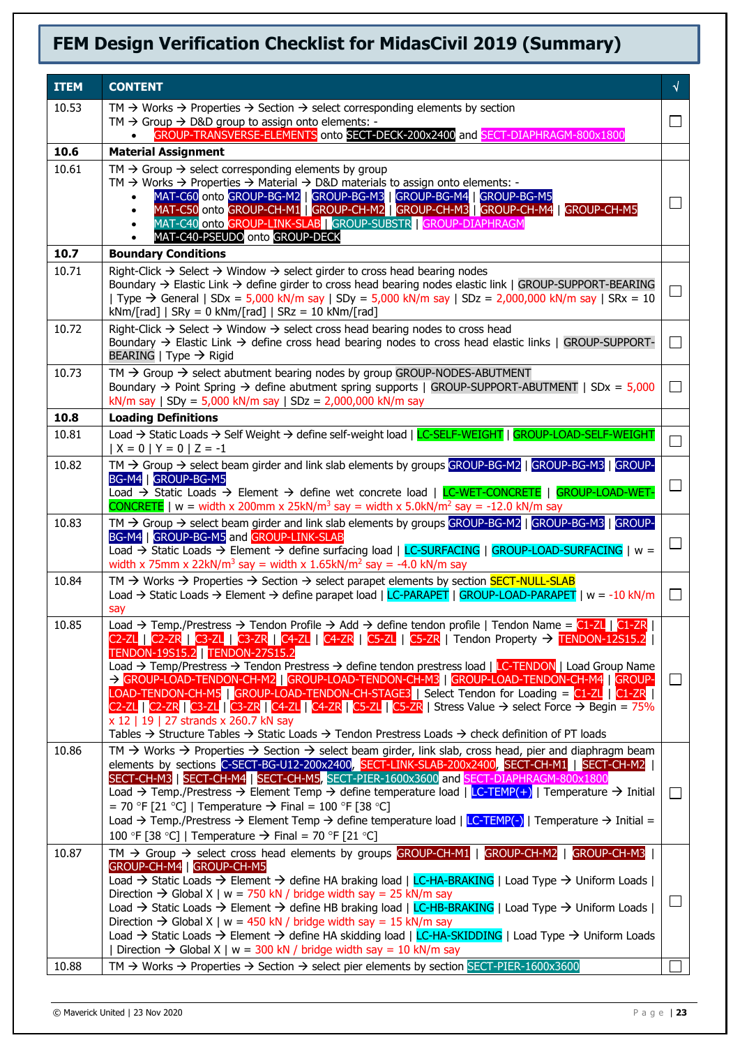# FEM Design Verification Checklist for MidasCivil 2019 (Summary)

| ITEM | CONTENT | √ |
|---|---|---|
| 10.53 | TM → Works → Properties → Section → select corresponding elements by section<br>TM → Group → D&D group to assign onto elements: -<br>• GROUP-TRANSVERSE-ELEMENTS onto SECT-DECK-200x2400 and SECT-DIAPHRAGM-800x1800 | ☐ |
| **10.6** | **Material Assignment** | |
| 10.61 | TM → Group → select corresponding elements by group<br>TM → Works → Properties → Material → D&D materials to assign onto elements: -<br>• MAT-C60 onto GROUP-BG-M2 \| GROUP-BG-M3 \| GROUP-BG-M4 \| GROUP-BG-M5<br>• MAT-C50 onto GROUP-CH-M1 \| GROUP-CH-M2 \| GROUP-CH-M3 \| GROUP-CH-M4 \| GROUP-CH-M5<br>• MAT-C40 onto GROUP-LINK-SLAB \| GROUP-SUBSTR \| GROUP-DIAPHRAGM<br>• MAT-C40-PSEUDO onto GROUP-DECK | ☐ |
| **10.7** | **Boundary Conditions** | |
| 10.71 | Right-Click → Select → Window → select girder to cross head bearing nodes<br>Boundary → Elastic Link → define girder to cross head bearing nodes elastic link \| GROUP-SUPPORT-BEARING \| Type → General \| SDx = 5,000 kN/m say \| SDy = 5,000 kN/m say \| SDz = 2,000,000 kN/m say \| SRx = 10 kNm/[rad] \| SRy = 0 kNm/[rad] \| SRz = 10 kNm/[rad] | ☐ |
| 10.72 | Right-Click → Select → Window → select cross head bearing nodes to cross head<br>Boundary → Elastic Link → define cross head bearing nodes to cross head elastic links \| GROUP-SUPPORT-BEARING \| Type → Rigid | ☐ |
| 10.73 | TM → Group → select abutment bearing nodes by group GROUP-NODES-ABUTMENT<br>Boundary → Point Spring → define abutment spring supports \| GROUP-SUPPORT-ABUTMENT \| SDx = 5,000 kN/m say \| SDy = 5,000 kN/m say \| SDz = 2,000,000 kN/m say | ☐ |
| **10.8** | **Loading Definitions** | |
| 10.81 | Load → Static Loads → Self Weight → define self-weight load \| LC-SELF-WEIGHT \| GROUP-LOAD-SELF-WEIGHT \| X = 0 \| Y = 0 \| Z = -1 | ☐ |
| 10.82 | TM → Group → select beam girder and link slab elements by groups GROUP-BG-M2 \| GROUP-BG-M3 \| GROUP-BG-M4 \| GROUP-BG-M5<br>Load → Static Loads → Element → define wet concrete load \| LC-WET-CONCRETE \| GROUP-LOAD-WET-CONCRETE \| w = width x 200mm x 25kN/m³ say = width x 5.0kN/m² say = -12.0 kN/m say | ☐ |
| 10.83 | TM → Group → select beam girder and link slab elements by groups GROUP-BG-M2 \| GROUP-BG-M3 \| GROUP-BG-M4 \| GROUP-BG-M5 and GROUP-LINK-SLAB<br>Load → Static Loads → Element → define surfacing load \| LC-SURFACING \| GROUP-LOAD-SURFACING \| w = width x 75mm x 22kN/m³ say = width x 1.65kN/m² say = -4.0 kN/m say | ☐ |
| 10.84 | TM → Works → Properties → Section → select parapet elements by section SECT-NULL-SLAB<br>Load → Static Loads → Element → define parapet load \| LC-PARAPET \| GROUP-LOAD-PARAPET \| w = -10 kN/m say | ☐ |
| 10.85 | Load → Temp./Prestress → Tendon Profile → Add → define tendon profile \| Tendon Name = C1-ZL \| C1-ZR \| C2-ZL \| C2-ZR \| C3-ZL \| C3-ZR \| C4-ZL \| C4-ZR \| C5-ZL \| C5-ZR \| Tendon Property → TENDON-12S15.2 \| TENDON-19S15.2 \| TENDON-27S15.2<br>Load → Temp./Prestress → Tendon Prestress → define tendon prestress load \| LC-TENDON \| Load Group Name → GROUP-LOAD-TENDON-CH-M2 \| GROUP-LOAD-TENDON-CH-M3 \| GROUP-LOAD-TENDON-CH-M4 \| GROUP-LOAD-TENDON-CH-M5 \| GROUP-LOAD-TENDON-CH-STAGE3 \| Select Tendon for Loading = C1-ZL \| C1-ZR \| C2-ZL \| C2-ZR \| C3-ZL \| C3-ZR \| C4-ZL \| C4-ZR \| C5-ZL \| C5-ZR \| Stress Value → select Force → Begin = 75% x 12 \| 19 \| 27 strands x 260.7 kN say<br>Tables → Structure Tables → Static Loads → Tendon Prestress Loads → check definition of PT loads | ☐ |
| 10.86 | TM → Works → Properties → Section → select beam girder, link slab, cross head, pier and diaphragm beam elements by sections C-SECT-BG-U12-200x2400, SECT-LINK-SLAB-200x2400, SECT-CH-M1 \| SECT-CH-M2 \| SECT-CH-M3 \| SECT-CH-M4 \| SECT-CH-M5, SECT-PIER-1600x3600 and SECT-DIAPHRAGM-800x1800<br>Load → Temp./Prestress → Element Temp → define temperature load \| LC-TEMP(+) \| Temperature → Initial = 70 °F [21 °C] \| Temperature → Final = 100 °F [38 °C]<br>Load → Temp./Prestress → Element Temp → define temperature load \| LC-TEMP(-) \| Temperature → Initial = 100 °F [38 °C] \| Temperature → Final = 70 °F [21 °C] | ☐ |
| 10.87 | TM → Group → select cross head elements by groups GROUP-CH-M1 \| GROUP-CH-M2 \| GROUP-CH-M3 \| GROUP-CH-M4 \| GROUP-CH-M5<br>Load → Static Loads → Element → define HA braking load \| LC-HA-BRAKING \| Load Type → Uniform Loads \| Direction → Global X \| w = 750 kN / bridge width say = 25 kN/m say<br>Load → Static Loads → Element → define HB braking load \| LC-HB-BRAKING \| Load Type → Uniform Loads \| Direction → Global X \| w = 450 kN / bridge width say = 15 kN/m say<br>Load → Static Loads → Element → define HA skidding load \| LC-HA-SKIDDING \| Load Type → Uniform Loads \| Direction → Global X \| w = 300 kN / bridge width say = 10 kN/m say | ☐ |
| 10.88 | TM → Works → Properties → Section → select pier elements by section SECT-PIER-1600x3600 | ☐ |

© Maverick United | 23 Nov 2020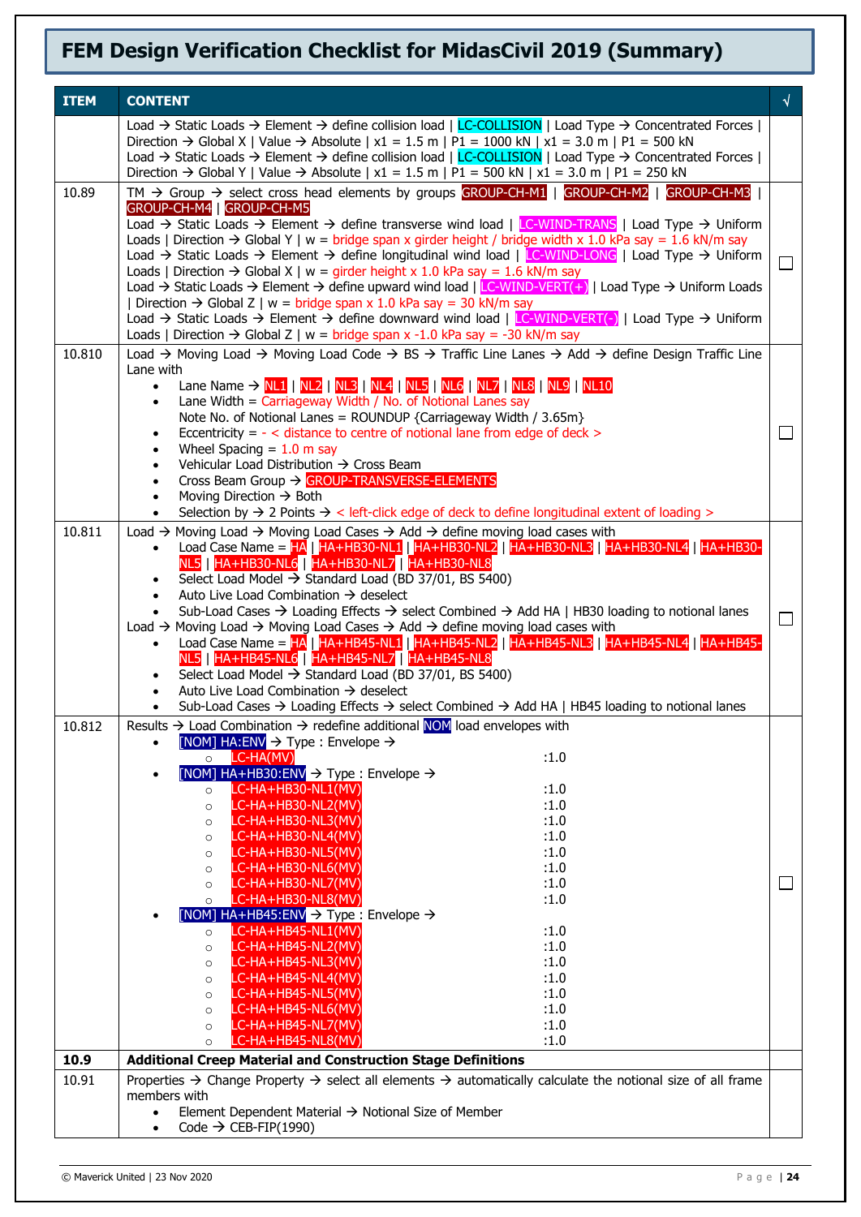# FEM Design Verification Checklist for MidasCivil 2019 (Summary)

| ITEM | CONTENT | √ |
|---|---|---|
| | Load → Static Loads → Element → define collision load \| LC-COLLISION \| Load Type → Concentrated Forces \| Direction → Global X \| Value → Absolute \| x1 = 1.5 m \| P1 = 1000 kN \| x1 = 3.0 m \| P1 = 500 kN<br>Load → Static Loads → Element → define collision load \| LC-COLLISION \| Load Type → Concentrated Forces \| Direction → Global Y \| Value → Absolute \| x1 = 1.5 m \| P1 = 500 kN \| x1 = 3.0 m \| P1 = 250 kN | |
| 10.89 | TM → Group → select cross head elements by groups GROUP-CH-M1 \| GROUP-CH-M2 \| GROUP-CH-M3 \| GROUP-CH-M4 \| GROUP-CH-M5<br>Load → Static Loads → Element → define transverse wind load \| LC-WIND-TRANS \| Load Type → Uniform Loads \| Direction → Global Y \| w = bridge span x girder height / bridge width x 1.0 kPa say = 1.6 kN/m say<br>Load → Static Loads → Element → define longitudinal wind load \| LC-WIND-LONG \| Load Type → Uniform Loads \| Direction → Global X \| w = girder height x 1.0 kPa say = 1.6 kN/m say<br>Load → Static Loads → Element → define upward wind load \| LC-WIND-VERT(+) \| Load Type → Uniform Loads \| Direction → Global Z \| w = bridge span x 1.0 kPa say = 30 kN/m say<br>Load → Static Loads → Element → define downward wind load \| LC-WIND-VERT(-) \| Load Type → Uniform Loads \| Direction → Global Z \| w = bridge span x -1.0 kPa say = -30 kN/m say | ☐ |
| 10.810 | Load → Moving Load → Moving Load Code → BS → Traffic Line Lanes → Add → define Design Traffic Line Lane with<br>• Lane Name → NL1 \| NL2 \| NL3 \| NL4 \| NL5 \| NL6 \| NL7 \| NL8 \| NL9 \| NL10<br>• Lane Width = Carriageway Width / No. of Notional Lanes say<br>Note No. of Notional Lanes = ROUNDUP {Carriageway Width / 3.65m}<br>• Eccentricity = - < distance to centre of notional lane from edge of deck ><br>• Wheel Spacing = 1.0 m say<br>• Vehicular Load Distribution → Cross Beam<br>• Cross Beam Group → GROUP-TRANSVERSE-ELEMENTS<br>• Moving Direction → Both<br>• Selection by → 2 Points → < left-click edge of deck to define longitudinal extent of loading > | ☐ |
| 10.811 | Load → Moving Load → Moving Load Cases → Add → define moving load cases with<br>• Load Case Name = HA \| HA+HB30-NL1 \| HA+HB30-NL2 \| HA+HB30-NL3 \| HA+HB30-NL4 \| HA+HB30-NL5 \| HA+HB30-NL6 \| HA+HB30-NL7 \| HA+HB30-NL8<br>• Select Load Model → Standard Load (BD 37/01, BS 5400)<br>• Auto Live Load Combination → deselect<br>• Sub-Load Cases → Loading Effects → select Combined → Add HA \| HB30 loading to notional lanes<br>Load → Moving Load → Moving Load Cases → Add → define moving load cases with<br>• Load Case Name = HA \| HA+HB45-NL1 \| HA+HB45-NL2 \| HA+HB45-NL3 \| HA+HB45-NL4 \| HA+HB45-NL5 \| HA+HB45-NL6 \| HA+HB45-NL7 \| HA+HB45-NL8<br>• Select Load Model → Standard Load (BD 37/01, BS 5400)<br>• Auto Live Load Combination → deselect<br>• Sub-Load Cases → Loading Effects → select Combined → Add HA \| HB45 loading to notional lanes | ☐ |
| 10.812 | Results → Load Combination → redefine additional NOM load envelopes with<br>• [NOM] HA:ENV → Type : Envelope →<br>  ○ LC-HA(MV) :1.0<br>• [NOM] HA+HB30:ENV → Type : Envelope →<br>  ○ LC-HA+HB30-NL1(MV) :1.0<br>  ○ LC-HA+HB30-NL2(MV) :1.0<br>  ○ LC-HA+HB30-NL3(MV) :1.0<br>  ○ LC-HA+HB30-NL4(MV) :1.0<br>  ○ LC-HA+HB30-NL5(MV) :1.0<br>  ○ LC-HA+HB30-NL6(MV) :1.0<br>  ○ LC-HA+HB30-NL7(MV) :1.0<br>  ○ LC-HA+HB30-NL8(MV) :1.0<br>• [NOM] HA+HB45:ENV → Type : Envelope →<br>  ○ LC-HA+HB45-NL1(MV) :1.0<br>  ○ LC-HA+HB45-NL2(MV) :1.0<br>  ○ LC-HA+HB45-NL3(MV) :1.0<br>  ○ LC-HA+HB45-NL4(MV) :1.0<br>  ○ LC-HA+HB45-NL5(MV) :1.0<br>  ○ LC-HA+HB45-NL6(MV) :1.0<br>  ○ LC-HA+HB45-NL7(MV) :1.0<br>  ○ LC-HA+HB45-NL8(MV) :1.0 | ☐ |
| **10.9** | **Additional Creep Material and Construction Stage Definitions** | |
| 10.91 | Properties → Change Property → select all elements → automatically calculate the notional size of all frame members with<br>• Element Dependent Material → Notional Size of Member<br>• Code → CEB-FIP(1990) | |

© Maverick United | 23 Nov 2020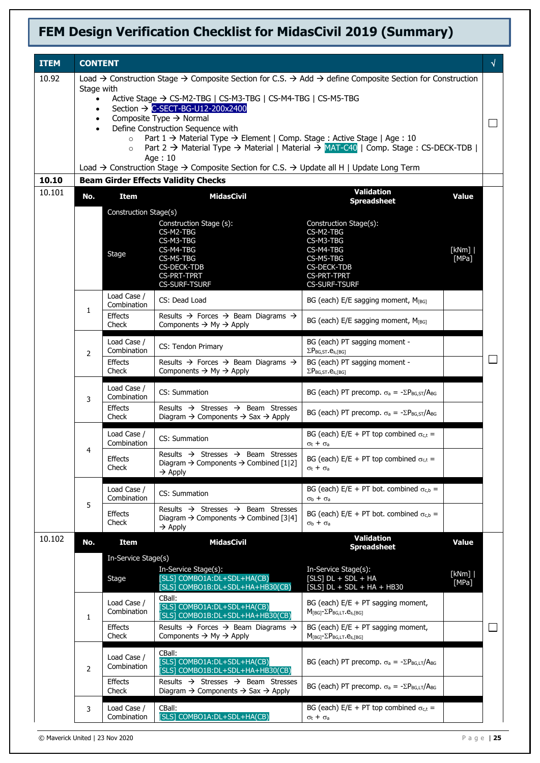# FEM Design Verification Checklist for MidasCivil 2019 (Summary)

| ITEM | CONTENT | √ |
|---|---|---|
| 10.92 | Load → Construction Stage → Composite Section for C.S. → Add → define Composite Section for Construction Stage with<br>• Active Stage → CS-M2-TBG \| CS-M3-TBG \| CS-M4-TBG \| CS-M5-TBG<br>• Section → C-SECT-BG-U12-200x2400<br>• Composite Type → Normal<br>• Define Construction Sequence with<br>  ○ Part 1 → Material Type → Element \| Comp. Stage : Active Stage \| Age : 10<br>  ○ Part 2 → Material Type → Material \| Material → MAT-C40 \| Comp. Stage : CS-DECK-TDB \| Age : 10<br>Load → Construction Stage → Composite Section for C.S. → Update all H \| Update Long Term | ☐ |
| **10.10** | **Beam Girder Effects Validity Checks** | |
| 10.101 | (see table below) | ☐ |

**10.101**

| No. | Item | MidasCivil | Validation Spreadsheet | Value |
|---|---|---|---|---|
| | Construction Stage(s) | | | |
| | Stage | Construction Stage (s):<br>CS-M2-TBG<br>CS-M3-TBG<br>CS-M4-TBG<br>CS-M5-TBG<br>CS-DECK-TDB<br>CS-PRT-TPRT<br>CS-SURF-TSURF | Construction Stage(s):<br>CS-M2-TBG<br>CS-M3-TBG<br>CS-M4-TBG<br>CS-M5-TBG<br>CS-DECK-TDB<br>CS-PRT-TPRT<br>CS-SURF-TSURF | [kNm] \| [MPa] |
| 1 | Load Case / Combination | CS: Dead Load | BG (each) E/E sagging moment, $M_{[BG]}$ | |
| | Effects Check | Results → Forces → Beam Diagrams → Components → My → Apply | BG (each) E/E sagging moment, $M_{[BG]}$ | |
| 2 | Load Case / Combination | CS: Tendon Primary | BG (each) PT sagging moment - $\Sigma P_{BG,ST}.e_{s,[BG]}$ | |
| | Effects Check | Results → Forces → Beam Diagrams → Components → My → Apply | BG (each) PT sagging moment - $\Sigma P_{BG,ST}.e_{s,[BG]}$ | |
| 3 | Load Case / Combination | CS: Summation | BG (each) PT precomp. $\sigma_a = -\Sigma P_{BG,ST}/A_{BG}$ | |
| | Effects Check | Results → Stresses → Beam Stresses Diagram → Components → Sax → Apply | BG (each) PT precomp. $\sigma_a = -\Sigma P_{BG,ST}/A_{BG}$ | |
| 4 | Load Case / Combination | CS: Summation | BG (each) E/E + PT top combined $\sigma_{c,t} = \sigma_t + \sigma_a$ | |
| | Effects Check | Results → Stresses → Beam Stresses Diagram → Components → Combined [1\|2] → Apply | BG (each) E/E + PT top combined $\sigma_{c,t} = \sigma_t + \sigma_a$ | |
| 5 | Load Case / Combination | CS: Summation | BG (each) E/E + PT bot. combined $\sigma_{c,b} = \sigma_b + \sigma_a$ | |
| | Effects Check | Results → Stresses → Beam Stresses Diagram → Components → Combined [3\|4] → Apply | BG (each) E/E + PT bot. combined $\sigma_{c,b} = \sigma_b + \sigma_a$ | |

**10.102** ☐

| No. | Item | MidasCivil | Validation Spreadsheet | Value |
|---|---|---|---|---|
| | In-Service Stage(s) | | | |
| | Stage | In-Service Stage(s):<br>[SLS] COMBO1A:DL+SDL+HA(CB)<br>[SLS] COMBO1B:DL+SDL+HA+HB30(CB) | In-Service Stage(s):<br>[SLS] DL + SDL + HA<br>[SLS] DL + SDL + HA + HB30 | [kNm] \| [MPa] |
| 1 | Load Case / Combination | CBall:<br>[SLS] COMBO1A:DL+SDL+HA(CB)<br>[SLS] COMBO1B:DL+SDL+HA+HB30(CB) | BG (each) E/E + PT sagging moment, $M_{[BG]}-\Sigma P_{BG,LT}.e_{s,[BG]}$ | |
| | Effects Check | Results → Forces → Beam Diagrams → Components → My → Apply | BG (each) E/E + PT sagging moment, $M_{[BG]}-\Sigma P_{BG,LT}.e_{s,[BG]}$ | |
| 2 | Load Case / Combination | CBall:<br>[SLS] COMBO1A:DL+SDL+HA(CB)<br>[SLS] COMBO1B:DL+SDL+HA+HB30(CB) | BG (each) PT precomp. $\sigma_a = -\Sigma P_{BG,LT}/A_{BG}$ | |
| | Effects Check | Results → Stresses → Beam Stresses Diagram → Components → Sax → Apply | BG (each) PT precomp. $\sigma_a = -\Sigma P_{BG,LT}/A_{BG}$ | |
| 3 | Load Case / Combination | CBall:<br>[SLS] COMBO1A:DL+SDL+HA(CB) | BG (each) E/E + PT top combined $\sigma_{c,t} = \sigma_t + \sigma_a$ | |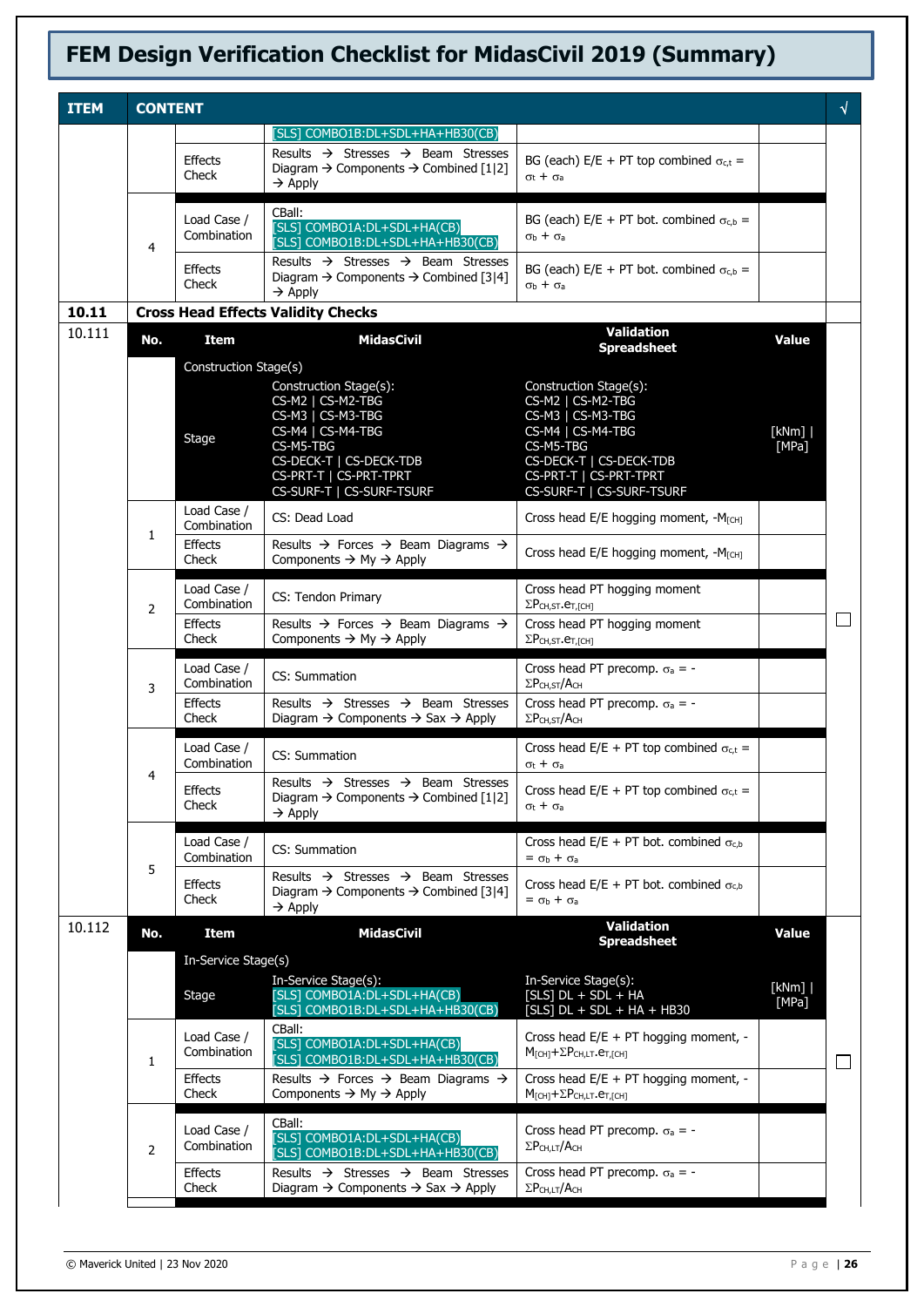# FEM Design Verification Checklist for MidasCivil 2019 (Summary)

| ITEM | CONTENT | | | | | √ |
|---|---|---|---|---|---|---|
| | | | [SLS] COMBO1B:DL+SDL+HA+HB30(CB) | | | |
| | | Effects Check | Results → Stresses → Beam Stresses Diagram → Components → Combined [1\|2] → Apply | BG (each) E/E + PT top combined $\sigma_{c,t} = \sigma_t + \sigma_a$ | | |
| | 4 | Load Case / Combination | CBall: [SLS] COMBO1A:DL+SDL+HA(CB) [SLS] COMBO1B:DL+SDL+HA+HB30(CB) | BG (each) E/E + PT bot. combined $\sigma_{c,b} = \sigma_b + \sigma_a$ | | |
| | | Effects Check | Results → Stresses → Beam Stresses Diagram → Components → Combined [3\|4] → Apply | BG (each) E/E + PT bot. combined $\sigma_{c,b} = \sigma_b + \sigma_a$ | | |
| **10.11** | **Cross Head Effects Validity Checks** | | | | | |
| 10.111 | **No.** | **Item** | **MidasCivil** | **Validation Spreadsheet** | **Value** | ☐ |
| | | Construction Stage(s) | | | | |
| | | Stage | Construction Stage(s): CS-M2 \| CS-M2-TBG CS-M3 \| CS-M3-TBG CS-M4 \| CS-M4-TBG CS-M5-TBG CS-DECK-T \| CS-DECK-TDB CS-PRT-T \| CS-PRT-TPRT CS-SURF-T \| CS-SURF-TSURF | Construction Stage(s): CS-M2 \| CS-M2-TBG CS-M3 \| CS-M3-TBG CS-M4 \| CS-M4-TBG CS-M5-TBG CS-DECK-T \| CS-DECK-TDB CS-PRT-T \| CS-PRT-TPRT CS-SURF-T \| CS-SURF-TSURF | [kNm] \| [MPa] | |
| | 1 | Load Case / Combination | CS: Dead Load | Cross head E/E hogging moment, $-M_{[CH]}$ | | |
| | | Effects Check | Results → Forces → Beam Diagrams → Components → My → Apply | Cross head E/E hogging moment, $-M_{[CH]}$ | | |
| | 2 | Load Case / Combination | CS: Tendon Primary | Cross head PT hogging moment $\Sigma P_{CH,ST}.e_{T,[CH]}$ | | |
| | | Effects Check | Results → Forces → Beam Diagrams → Components → My → Apply | Cross head PT hogging moment $\Sigma P_{CH,ST}.e_{T,[CH]}$ | | |
| | 3 | Load Case / Combination | CS: Summation | Cross head PT precomp. $\sigma_a = -\Sigma P_{CH,ST}/A_{CH}$ | | |
| | | Effects Check | Results → Stresses → Beam Stresses Diagram → Components → Sax → Apply | Cross head PT precomp. $\sigma_a = -\Sigma P_{CH,ST}/A_{CH}$ | | |
| | 4 | Load Case / Combination | CS: Summation | Cross head E/E + PT top combined $\sigma_{c,t} = \sigma_t + \sigma_a$ | | |
| | | Effects Check | Results → Stresses → Beam Stresses Diagram → Components → Combined [1\|2] → Apply | Cross head E/E + PT top combined $\sigma_{c,t} = \sigma_t + \sigma_a$ | | |
| | 5 | Load Case / Combination | CS: Summation | Cross head E/E + PT bot. combined $\sigma_{c,b} = \sigma_b + \sigma_a$ | | |
| | | Effects Check | Results → Stresses → Beam Stresses Diagram → Components → Combined [3\|4] → Apply | Cross head E/E + PT bot. combined $\sigma_{c,b} = \sigma_b + \sigma_a$ | | |
| 10.112 | **No.** | **Item** | **MidasCivil** | **Validation Spreadsheet** | **Value** | ☐ |
| | | In-Service Stage(s) | | | | |
| | | Stage | In-Service Stage(s): [SLS] COMBO1A:DL+SDL+HA(CB) [SLS] COMBO1B:DL+SDL+HA+HB30(CB) | In-Service Stage(s): [SLS] DL + SDL + HA [SLS] DL + SDL + HA + HB30 | [kNm] \| [MPa] | |
| | 1 | Load Case / Combination | CBall: [SLS] COMBO1A:DL+SDL+HA(CB) [SLS] COMBO1B:DL+SDL+HA+HB30(CB) | Cross head E/E + PT hogging moment, $-M_{[CH]}+\Sigma P_{CH,LT}.e_{T,[CH]}$ | | |
| | | Effects Check | Results → Forces → Beam Diagrams → Components → My → Apply | Cross head E/E + PT hogging moment, $-M_{[CH]}+\Sigma P_{CH,LT}.e_{T,[CH]}$ | | |
| | 2 | Load Case / Combination | CBall: [SLS] COMBO1A:DL+SDL+HA(CB) [SLS] COMBO1B:DL+SDL+HA+HB30(CB) | Cross head PT precomp. $\sigma_a = -\Sigma P_{CH,LT}/A_{CH}$ | | |
| | | Effects Check | Results → Stresses → Beam Stresses Diagram → Components → Sax → Apply | Cross head PT precomp. $\sigma_a = -\Sigma P_{CH,LT}/A_{CH}$ | | |

© Maverick United | 23 Nov 2020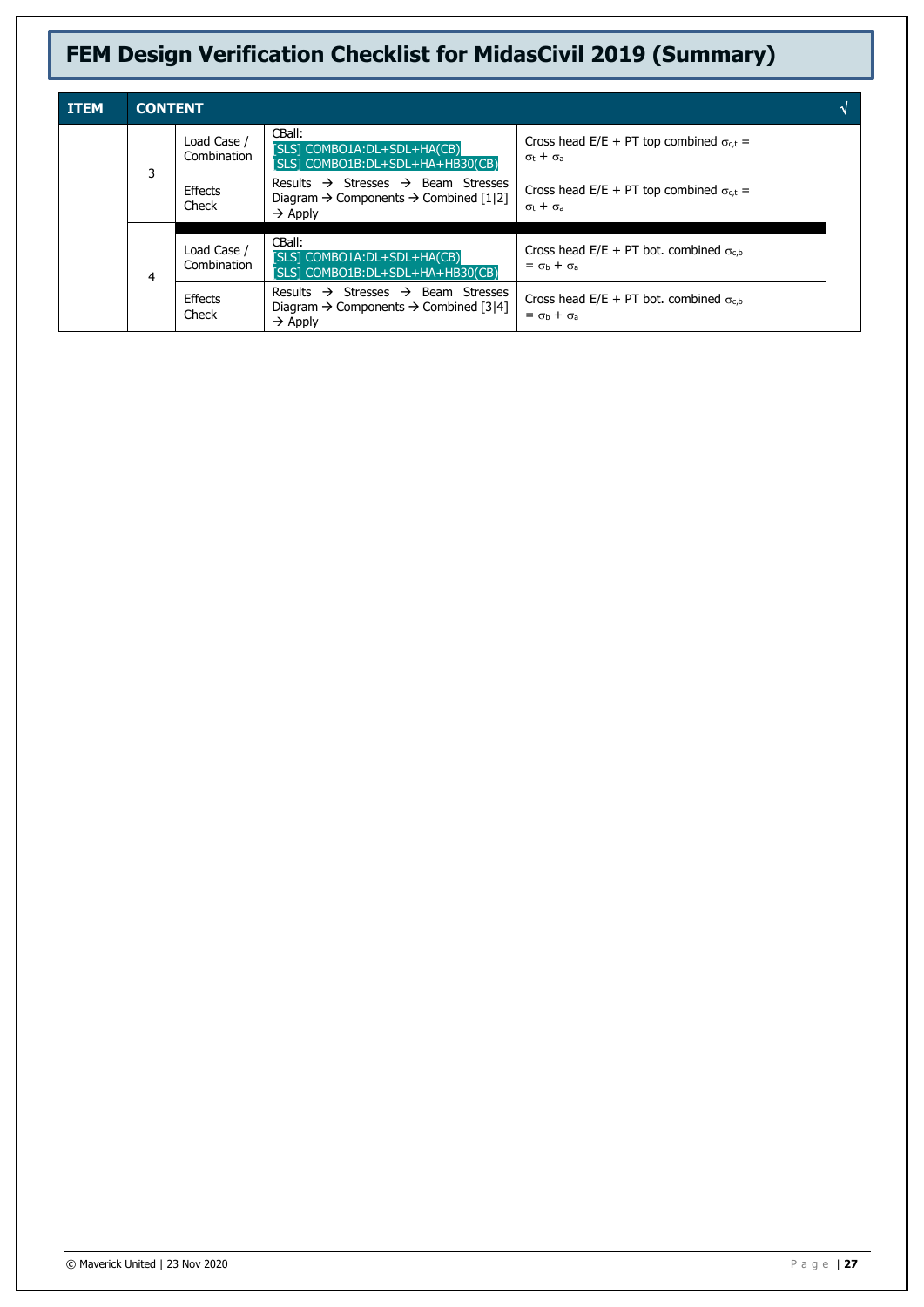# FEM Design Verification Checklist for MidasCivil 2019 (Summary)

| ITEM | CONTENT | | | | | √ |
|---|---|---|---|---|---|---|
| | 3 | Load Case / Combination | CBall: [SLS] COMBO1A:DL+SDL+HA(CB) [SLS] COMBO1B:DL+SDL+HA+HB30(CB) | Cross head E/E + PT top combined $\sigma_{c,t} = \sigma_t + \sigma_a$ | | |
| | | Effects Check | Results → Stresses → Beam Stresses Diagram → Components → Combined [1\|2] → Apply | Cross head E/E + PT top combined $\sigma_{c,t} = \sigma_t + \sigma_a$ | | |
| | 4 | Load Case / Combination | CBall: [SLS] COMBO1A:DL+SDL+HA(CB) [SLS] COMBO1B:DL+SDL+HA+HB30(CB) | Cross head E/E + PT bot. combined $\sigma_{c,b} = \sigma_b + \sigma_a$ | | |
| | | Effects Check | Results → Stresses → Beam Stresses Diagram → Components → Combined [3\|4] → Apply | Cross head E/E + PT bot. combined $\sigma_{c,b} = \sigma_b + \sigma_a$ | | |

© Maverick United | 23 Nov 2020